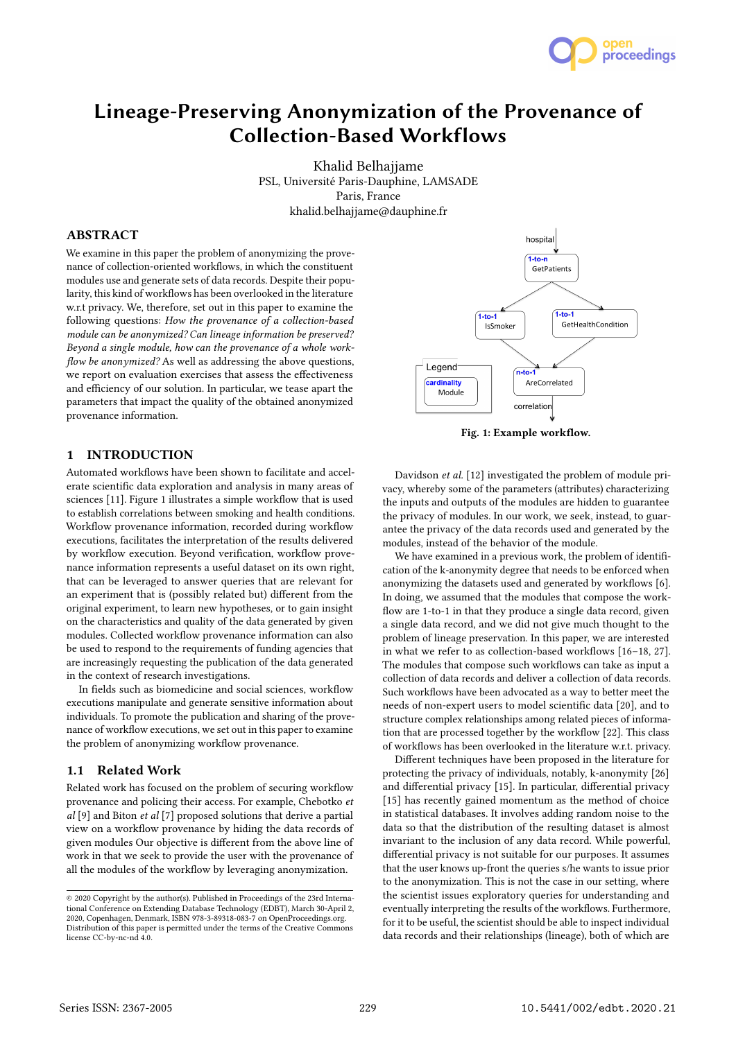# Lineage-Preserving Anonymization of the Provenance of Collection-Based Workflows

Khalid Belhajjame
PSL, Université Paris-Dauphine, LAMSADE
Paris, France
khalid.belhajjame@dauphine.fr

## ABSTRACT

We examine in this paper the problem of anonymizing the provenance of collection-oriented workflows, in which the constituent modules use and generate sets of data records. Despite their popularity, this kind of workflows has been overlooked in the literature w.r.t privacy. We, therefore, set out in this paper to examine the following questions: *How the provenance of a collection-based module can be anonymized? Can lineage information be preserved? Beyond a single module, how can the provenance of a whole workflow be anonymized?* As well as addressing the above questions, we report on evaluation exercises that assess the effectiveness and efficiency of our solution. In particular, we tease apart the parameters that impact the quality of the obtained anonymized provenance information.

## 1 INTRODUCTION

Automated workflows have been shown to facilitate and accelerate scientific data exploration and analysis in many areas of sciences [11]. Figure 1 illustrates a simple workflow that is used to establish correlations between smoking and health conditions. Workflow provenance information, recorded during workflow executions, facilitates the interpretation of the results delivered by workflow execution. Beyond verification, workflow provenance information represents a useful dataset on its own right, that can be leveraged to answer queries that are relevant for an experiment that is (possibly related but) different from the original experiment, to learn new hypotheses, or to gain insight on the characteristics and quality of the data generated by given modules. Collected workflow provenance information can also be used to respond to the requirements of funding agencies that are increasingly requesting the publication of the data generated in the context of research investigations.

In fields such as biomedicine and social sciences, workflow executions manipulate and generate sensitive information about individuals. To promote the publication and sharing of the provenance of workflow executions, we set out in this paper to examine the problem of anonymizing workflow provenance.

### 1.1 Related Work

Related work has focused on the problem of securing workflow provenance and policing their access. For example, Chebotko *et al* [9] and Biton *et al* [7] proposed solutions that derive a partial view on a workflow provenance by hiding the data records of given modules Our objective is different from the above line of work in that we seek to provide the user with the provenance of all the modules of the workflow by leveraging anonymization.

hospital → [1-to-n] GetPatients → [1-to-1] IsSmoker, [1-to-1] GetHealthCondition → [n-to-1] AreCorrelated → correlation

Legend: cardinality / Module

**Fig. 1: Example workflow.**

Davidson *et al.* [12] investigated the problem of module privacy, whereby some of the parameters (attributes) characterizing the inputs and outputs of the modules are hidden to guarantee the privacy of modules. In our work, we seek, instead, to guarantee the privacy of the data records used and generated by the modules, instead of the behavior of the module.

We have examined in a previous work, the problem of identification of the k-anonymity degree that needs to be enforced when anonymizing the datasets used and generated by workflows [6]. In doing, we assumed that the modules that compose the workflow are 1-to-1 in that they produce a single data record, given a single data record, and we did not give much thought to the problem of lineage preservation. In this paper, we are interested in what we refer to as collection-based workflows [16–18, 27]. The modules that compose such workflows can take as input a collection of data records and deliver a collection of data records. Such workflows have been advocated as a way to better meet the needs of non-expert users to model scientific data [20], and to structure complex relationships among related pieces of information that are processed together by the workflow [22]. This class of workflows has been overlooked in the literature w.r.t. privacy.

Different techniques have been proposed in the literature for protecting the privacy of individuals, notably, k-anonymity [26] and differential privacy [15]. In particular, differential privacy [15] has recently gained momentum as the method of choice in statistical databases. It involves adding random noise to the data so that the distribution of the resulting dataset is almost invariant to the inclusion of any data record. While powerful, differential privacy is not suitable for our purposes. It assumes that the user knows up-front the queries s/he wants to issue prior to the anonymization. This is not the case in our setting, where the scientist issues exploratory queries for understanding and eventually interpreting the results of the workflows. Furthermore, for it to be useful, the scientist should be able to inspect individual data records and their relationships (lineage), both of which are

© 2020 Copyright by the author(s). Published in Proceedings of the 23rd International Conference on Extending Database Technology (EDBT), March 30-April 2, 2020, Copenhagen, Denmark, ISBN 978-3-89318-083-7 on OpenProceedings.org. Distribution of this paper is permitted under the terms of the Creative Commons license CC-by-nc-nd 4.0.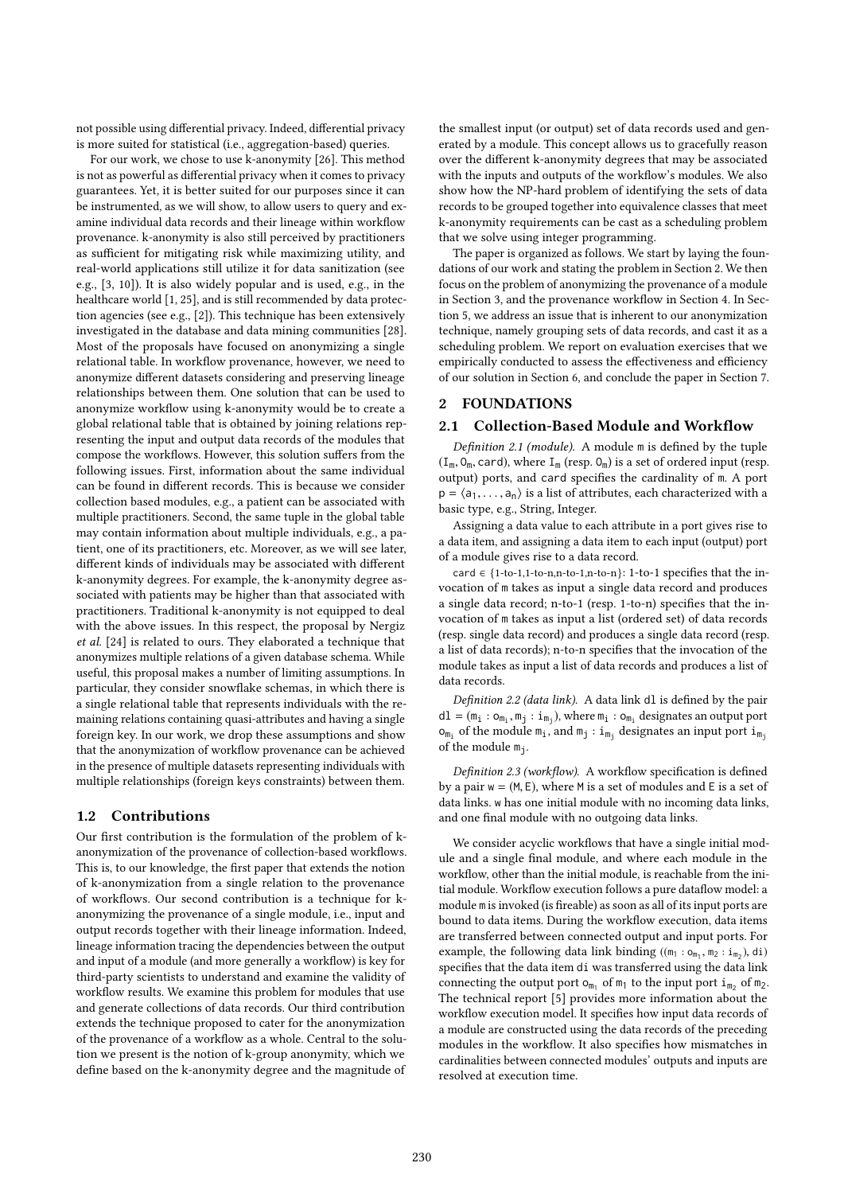not possible using differential privacy. Indeed, differential privacy is more suited for statistical (i.e., aggregation-based) queries.

For our work, we chose to use k-anonymity [26]. This method is not as powerful as differential privacy when it comes to privacy guarantees. Yet, it is better suited for our purposes since it can be instrumented, as we will show, to allow users to query and examine individual data records and their lineage within workflow provenance. k-anonymity is also still perceived by practitioners as sufficient for mitigating risk while maximizing utility, and real-world applications still utilize it for data sanitization (see e.g., [3, 10]). It is also widely popular and is used, e.g., in the healthcare world [1, 25], and is still recommended by data protection agencies (see e.g., [2]). This technique has been extensively investigated in the database and data mining communities [28]. Most of the proposals have focused on anonymizing a single relational table. In workflow provenance, however, we need to anonymize different datasets considering and preserving lineage relationships between them. One solution that can be used to anonymize workflow using k-anonymity would be to create a global relational table that is obtained by joining relations representing the input and output data records of the modules that compose the workflows. However, this solution suffers from the following issues. First, information about the same individual can be found in different records. This is because we consider collection based modules, e.g., a patient can be associated with multiple practitioners. Second, the same tuple in the global table may contain information about multiple individuals, e.g., a patient, one of its practitioners, etc. Moreover, as we will see later, different kinds of individuals may be associated with different k-anonymity degrees. For example, the k-anonymity degree associated with patients may be higher than that associated with practitioners. Traditional k-anonymity is not equipped to deal with the above issues. In this respect, the proposal by Nergiz *et al.* [24] is related to ours. They elaborated a technique that anonymizes multiple relations of a given database schema. While useful, this proposal makes a number of limiting assumptions. In particular, they consider snowflake schemas, in which there is a single relational table that represents individuals with the remaining relations containing quasi-attributes and having a single foreign key. In our work, we drop these assumptions and show that the anonymization of workflow provenance can be achieved in the presence of multiple datasets representing individuals with multiple relationships (foreign keys constraints) between them.

### 1.2 Contributions

Our first contribution is the formulation of the problem of k-anonymization of the provenance of collection-based workflows. This is, to our knowledge, the first paper that extends the notion of k-anonymization from a single relation to the provenance of workflows. Our second contribution is a technique for k-anonymizing the provenance of a single module, i.e., input and output records together with their lineage information. Indeed, lineage information tracing the dependencies between the output and input of a module (and more generally a workflow) is key for third-party scientists to understand and examine the validity of workflow results. We examine this problem for modules that use and generate collections of data records. Our third contribution extends the technique proposed to cater for the anonymization of the provenance of a workflow as a whole. Central to the solution we present is the notion of k-group anonymity, which we define based on the k-anonymity degree and the magnitude of the smallest input (or output) set of data records used and generated by a module. This concept allows us to gracefully reason over the different k-anonymity degrees that may be associated with the inputs and outputs of the workflow's modules. We also show how the NP-hard problem of identifying the sets of data records to be grouped together into equivalence classes that meet k-anonymity requirements can be cast as a scheduling problem that we solve using integer programming.

The paper is organized as follows. We start by laying the foundations of our work and stating the problem in Section 2. We then focus on the problem of anonymizing the provenance of a module in Section 3, and the provenance workflow in Section 4. In Section 5, we address an issue that is inherent to our anonymization technique, namely grouping sets of data records, and cast it as a scheduling problem. We report on evaluation exercises that we empirically conducted to assess the effectiveness and efficiency of our solution in Section 6, and conclude the paper in Section 7.

## 2 FOUNDATIONS

### 2.1 Collection-Based Module and Workflow

*Definition 2.1 (module).* A module $\mathtt{m}$ is defined by the tuple $(\mathtt{I_m}, \mathtt{O_m}, \mathtt{card})$, where $\mathtt{I_m}$ (resp. $\mathtt{O_m}$) is a set of ordered input (resp. output) ports, and card specifies the cardinality of $\mathtt{m}$. A port $\mathtt{p} = \langle \mathtt{a}_1, \ldots, \mathtt{a}_n \rangle$ is a list of attributes, each characterized with a basic type, e.g., String, Integer.

Assigning a data value to each attribute in a port gives rise to a data item, and assigning a data item to each input (output) port of a module gives rise to a data record.

card $\in$ {1-to-1,1-to-n,n-to-1,n-to-n}: 1-to-1 specifies that the invocation of $\mathtt{m}$ takes as input a single data record and produces a single data record; n-to-1 (resp. 1-to-n) specifies that the invocation of $\mathtt{m}$ takes as input a list (ordered set) of data records (resp. single data record) and produces a single data record (resp. a list of data records); n-to-n specifies that the invocation of the module takes as input a list of data records and produces a list of data records.

*Definition 2.2 (data link).* A data link $\mathtt{dl}$ is defined by the pair $\mathtt{dl} = (\mathtt{m_i} : \mathtt{o_{m_i}}, \mathtt{m_j} : \mathtt{i_{m_j}})$, where $\mathtt{m_i} : \mathtt{o_{m_i}}$ designates an output port $\mathtt{o_{m_i}}$ of the module $\mathtt{m_i}$, and $\mathtt{m_j} : \mathtt{i_{m_j}}$ designates an input port $\mathtt{i_{m_j}}$ of the module $\mathtt{m_j}$.

*Definition 2.3 (workflow).* A workflow specification is defined by a pair $\mathtt{w} = (\mathtt{M}, \mathtt{E})$, where $\mathtt{M}$ is a set of modules and $\mathtt{E}$ is a set of data links. $\mathtt{w}$ has one initial module with no incoming data links, and one final module with no outgoing data links.

We consider acyclic workflows that have a single initial module and a single final module, and where each module in the workflow, other than the initial module, is reachable from the initial module. Workflow execution follows a pure dataflow model: a module $\mathtt{m}$ is invoked (is fireable) as soon as all of its input ports are bound to data items. During the workflow execution, data items are transferred between connected output and input ports. For example, the following data link binding $((\mathtt{m_1} : \mathtt{o_{m_1}}, \mathtt{m_2} : \mathtt{i_{m_2}}), \mathtt{di})$ specifies that the data item $\mathtt{di}$ was transferred using the data link connecting the output port $\mathtt{o_{m_1}}$ of $\mathtt{m_1}$ to the input port $\mathtt{i_{m_2}}$ of $\mathtt{m_2}$. The technical report [5] provides more information about the workflow execution model. It specifies how input data records of a module are constructed using the data records of the preceding modules in the workflow. It also specifies how mismatches in cardinalities between connected modules' outputs and inputs are resolved at execution time.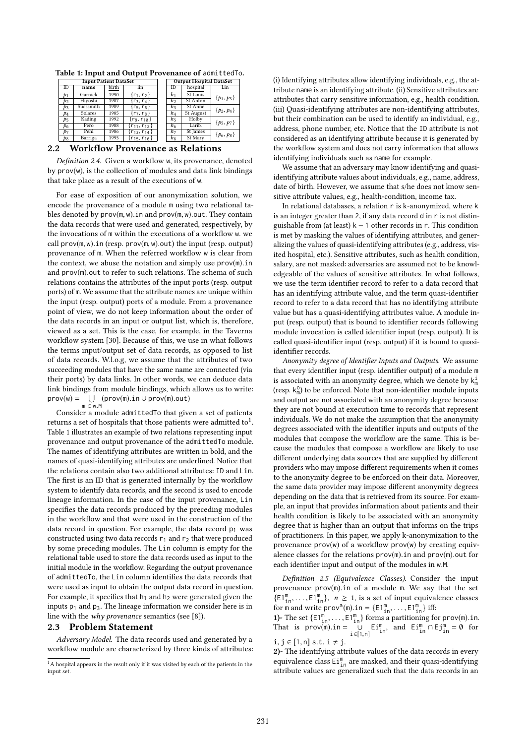**Table 1: Input and Output Provenance of admittedTo.**

| Input Patient DataSet | | | | | Output Hospital DataSet | | |
|---|---|---|---|---|---|---|---|
| ID | **name** | birth | lin | | ID | hospital | Lin |
| $p_1$ | Garnick | 1990 | $\{r_1, r_2\}$ | | $h_1$ | St Louis | $\{p_1, p_3\}$ |
| $p_2$ | Hiyoshi | 1987 | $\{r_3, r_4\}$ | | $h_2$ | St Anton | |
| $p_3$ | Suessmith | 1989 | $\{r_5, r_6\}$ | | $h_3$ | St Anne | $\{p_2, p_4\}$ |
| $p_4$ | Solares | 1985 | $\{r_7, r_8\}$ | | $h_4$ | St August | |
| $p_5$ | Kading | 1992 | $\{r_9, r_{10}\}$ | | $h_5$ | Holby | $\{p_5, p_7\}$ |
| $p_6$ | Pero | 1988 | $\{r_{11}, r_{12}\}$ | | $h_6$ | Larib. | |
| $p_7$ | Pehl | 1986 | $\{r_{13}, r_{14}\}$ | | $h_7$ | St James | $\{p_6, p_8\}$ |
| $p_8$ | Barriga | 1995 | $\{r_{15}, r_{16}\}$ | | $h_8$ | St Mary | |

## 2.2 Workflow Provenance as Relations

*Definition 2.4.* Given a workflow w, its provenance, denoted by prov(w), is the collection of modules and data link bindings that take place as a result of the executions of w.

For ease of exposition of our anonymization solution, we encode the provenance of a module m using two relational tables denoted by prov(m, w).in and prov(m, w).out. They contain the data records that were used and generated, respectively, by the invocations of m within the executions of a workflow w. we call prov(m, w).in (resp. prov(m, w).out) the input (resp. output) provenance of m. When the referred workflow w is clear from the context, we abuse the notation and simply use prov(m).in and prov(m).out to refer to such relations. The schema of such relations contains the attributes of the input ports (resp. output ports) of m. We assume that the attribute names are unique within the input (resp. output) ports of a module. From a provenance point of view, we do not keep information about the order of the data records in an input or output list, which is, therefore, viewed as a set. This is the case, for example, in the Taverna workflow system [30]. Because of this, we use in what follows the terms input/output set of data records, as opposed to list of data records. W.l.o.g, we assume that the attributes of two succeeding modules that have the same name are connected (via their ports) by data links. In other words, we can deduce data link bindings from module bindings, which allows us to write: $\text{prov(w)} = \bigcup_{m \in w.M} (\text{prov(m).in} \cup \text{prov(m).out})$

Consider a module admittedTo that given a set of patients returns a set of hospitals that those patients were admitted to[1]. Table 1 illustrates an example of two relations representing input provenance and output provenance of the admittedTo module. The names of identifying attributes are written in bold, and the names of quasi-identifying attributes are underlined. Notice that the relations contain also two additional attributes: ID and Lin. The first is an ID that is generated internally by the workflow system to identify data records, and the second is used to encode lineage information. In the case of the input provenance, Lin specifies the data records produced by the preceding modules in the workflow and that were used in the construction of the data record in question. For example, the data record $p_1$ was constructed using two data records $r_1$ and $r_2$ that were produced by some preceding modules. The Lin column is empty for the relational table used to store the data records used as input to the initial module in the workflow. Regarding the output provenance of admittedTo, the Lin column identifies the data records that were used as input to obtain the output data record in question. For example, it specifies that $h_1$ and $h_2$ were generated given the inputs $p_1$ and $p_3$. The lineage information we consider here is in line with the *why provenance* semantics (see [8]).

## 2.3 Problem Statement

*Adversary Model.* The data records used and generated by a workflow module are characterized by three kinds of attributes: (i) Identifying attributes allow identifying individuals, e.g., the attribute name is an identifying attribute. (ii) Sensitive attributes are attributes that carry sensitive information, e.g., health condition. (iii) Quasi-identifying attributes are non-identifying attributes, but their combination can be used to identify an individual, e.g., address, phone number, etc. Notice that the ID attribute is not considered as an identifying attribute because it is generated by the workflow system and does not carry information that allows identifying individuals such as name for example.

We assume that an adversary may know identifying and quasi-identifying attribute values about individuals, e.g., name, address, date of birth. However, we assume that s/he does not know sensitive attribute values, e.g., health-condition, income tax.

In relational databases, a relation r is k-anonymized, where k is an integer greater than 2, if any data record d in r is not distinguishable from (at least) k − 1 other records in r. This condition is met by masking the values of identifying attributes, and generalizing the values of quasi-identifying attributes (e.g., address, visited hospital, etc.). Sensitive attributes, such as health condition, salary, are not masked: adversaries are assumed not to be knowledgeable of the values of sensitive attributes. In what follows, we use the term identifier record to refer to a data record that has an identifying attribute value, and the term quasi-identifier record to refer to a data record that has no identifying attribute value but has a quasi-identifying attributes value. A module input (resp. output) that is bound to identifier records following module invocation is called identifier input (resp. output). It is called quasi-identifier input (resp. output) if it is bound to quasi-identifier records.

*Anonymity degree of Identifier Inputs and Outputs.* We assume that every identifier input (resp. identifier output) of a module m is associated with an anonymity degree, which we denote by $k^i_m$ (resp. $k^o_m$) to be enforced. Note that non-identifier module inputs and output are not associated with an anonymity degree because they are not bound at execution time to records that represent individuals. We do not make the assumption that the anonymity degrees associated with the identifier inputs and outputs of the modules that compose the workflow are the same. This is because the modules that compose a workflow are likely to use different underlying data sources that are supplied by different providers who may impose different requirements when it comes to the anonymity degree to be enforced on their data. Moreover, the same data provider may impose different anonymity degrees depending on the data that is retrieved from its source. For example, an input that provides information about patients and their health condition is likely to be associated with an anonymity degree that is higher than an output that informs on the trips of practitioners. In this paper, we apply k-anonymization to the provenance prov(w) of a workflow prov(w) by creating equivalence classes for the relations prov(m).in and prov(m).out for each identifier input and output of the modules in w.M.

*Definition 2.5 (Equivalence Classes).* Consider the input provenance prov(m).in of a module m. We say that the set $\{E1^m_{in}, \ldots, E1^m_{in}\}$, $n \geq 1$, is a set of input equivalence classes for m and write $\text{prov}^a\text{(m).in} = \{E1^m_{in}, \ldots, E1^m_{in}\}$ iff:

**1)-** The set $\{E1^m_{in}, \ldots, E1^m_{in}\}$ forms a partitioning for prov(m).in. That is $\text{prov(m).in} = \bigcup_{i \in [1,n]} Ei^m_{in}$, and $Ei^m_{in} \cap Ej^m_{in} = \emptyset$ for $i, j \in [1, n]$ s.t. $i \neq j$.

**2)-** The identifying attribute values of the data records in every equivalence class $Ei^m_{in}$ are masked, and their quasi-identifying attribute values are generalized such that the data records in an

[1] A hospital appears in the result only if it was visited by each of the patients in the input set.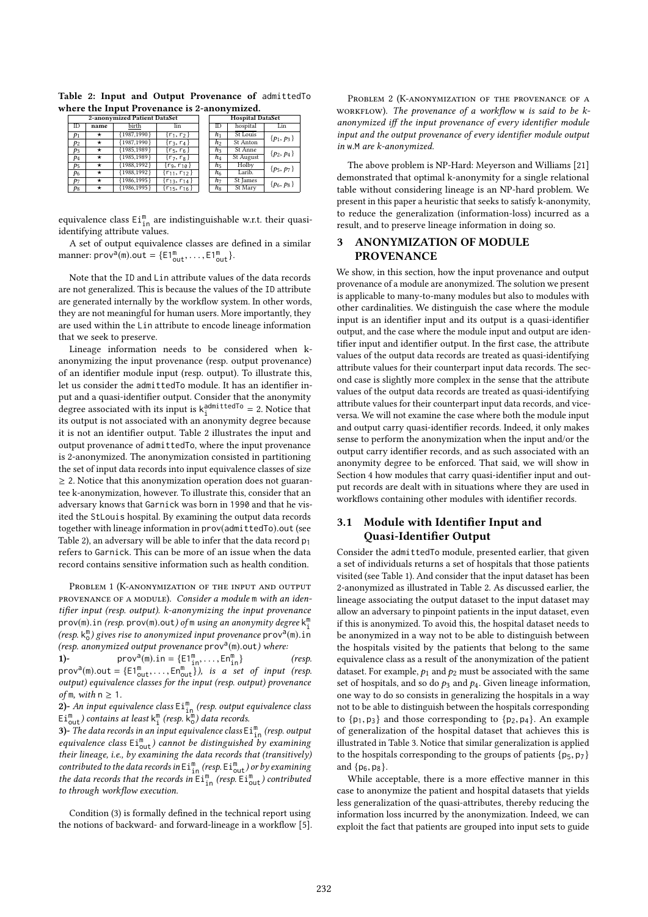**Table 2: Input and Output Provenance of** `admittedTo` **where the Input Provenance is 2-anonymized.**

| 2-anonymized Patient DataSet | | | |
|---|---|---|---|
| ID | name | birth | lin |
| $p_1$ | ⋆ | {1987,1990} | $\{r_1, r_2\}$ |
| $p_2$ | ⋆ | {1987,1990} | $\{r_3, r_4\}$ |
| $p_3$ | ⋆ | {1985,1989} | $\{r_5, r_6\}$ |
| $p_4$ | ⋆ | {1985,1989} | $\{r_7, r_8\}$ |
| $p_5$ | ⋆ | {1988,1992} | $\{r_9, r_{10}\}$ |
| $p_6$ | ⋆ | {1988,1992} | $\{r_{11}, r_{12}\}$ |
| $p_7$ | ⋆ | {1986,1995} | $\{r_{13}, r_{14}\}$ |
| $p_8$ | ⋆ | {1986,1995} | $\{r_{15}, r_{16}\}$ |

| Hospital DataSet | | |
|---|---|---|
| ID | hospital | Lin |
| $h_1$ | St Louis | $\{p_1, p_3\}$ |
| $h_2$ | St Anton | |
| $h_3$ | St Anne | $\{p_2, p_4\}$ |
| $h_4$ | St August | |
| $h_5$ | Holby | $\{p_5, p_7\}$ |
| $h_6$ | Larib. | |
| $h_7$ | St James | $\{p_6, p_8\}$ |
| $h_8$ | St Mary | |

equivalence class $\text{Ei}^{\text{m}}_{\text{in}}$ are indistinguishable w.r.t. their quasi-identifying attribute values.

A set of output equivalence classes are defined in a similar manner: $\text{prov}^{\text{a}}(\text{m}).\text{out} = \{\text{E1}^{\text{m}}_{\text{out}}, \ldots, \text{E1}^{\text{m}}_{\text{out}}\}$.

Note that the `ID` and `Lin` attribute values of the data records are not generalized. This is because the values of the `ID` attribute are generated internally by the workflow system. In other words, they are not meaningful for human users. More importantly, they are used within the `Lin` attribute to encode lineage information that we seek to preserve.

Lineage information needs to be considered when k-anonymizing the input provenance (resp. output provenance) of an identifier module input (resp. output). To illustrate this, let us consider the `admittedTo` module. It has an identifier input and a quasi-identifier output. Consider that the anonymity degree associated with its input is $\text{k}^{\text{admittedTo}}_{\text{i}} = 2$. Notice that its output is not associated with an anonymity degree because it is not an identifier output. Table 2 illustrates the input and output provenance of `admittedTo`, where the input provenance is 2-anonymized. The anonymization consisted in partitioning the set of input data records into input equivalence classes of size $\geq 2$. Notice that this anonymization operation does not guarantee k-anonymity, however. To illustrate this, consider that an adversary knows that `Garnick` was born in `1990` and that he visited the `StLouis` hospital. By examining the output data records together with lineage information in `prov(admittedTo).out` (see Table 2), an adversary will be able to infer that the data record $\text{p}_1$ refers to `Garnick`. This can be more of an issue when the data record contains sensitive information such as health condition.

Problem 1 (K-anonymization of the input and output provenance of a module). *Consider a module* m *with an identifier input (resp. output). k-anonymizing the input provenance* prov(m).in *(resp.* prov(m).out*) of* m *using an anonymity degree* $\text{k}^{\text{m}}_{\text{i}}$ *(resp.* $\text{k}^{\text{m}}_{\text{o}}$*) gives rise to anonymized input provenance* $\text{prov}^{\text{a}}(\text{m}).\text{in}$ *(resp. anonymized output provenance* $\text{prov}^{\text{a}}(\text{m}).\text{out}$*) where:*

**1)-** $\text{prov}^{\text{a}}(\text{m}).\text{in} = \{\text{E1}^{\text{m}}_{\text{in}}, \ldots, \text{En}^{\text{m}}_{\text{in}}\}$ *(resp.* $\text{prov}^{\text{a}}(\text{m}).\text{out} = \{\text{E1}^{\text{m}}_{\text{out}}, \ldots, \text{En}^{\text{m}}_{\text{out}}\}$*), is a set of input (resp. output) equivalence classes for the input (resp. output) provenance of* m*, with* $\text{n} \geq 1$.

**2)-** *An input equivalence class* $\text{Ei}^{\text{m}}_{\text{in}}$ *(resp. output equivalence class* $\text{Ei}^{\text{m}}_{\text{out}}$*) contains at least* $\text{k}^{\text{m}}_{\text{i}}$ *(resp.* $\text{k}^{\text{m}}_{\text{o}}$*) data records.*

**3)-** *The data records in an input equivalence class* $\text{Ei}^{\text{m}}_{\text{in}}$ *(resp. output equivalence class* $\text{Ei}^{\text{m}}_{\text{out}}$*) cannot be distinguished by examining their lineage, i.e., by examining the data records that (transitively) contributed to the data records in* $\text{Ei}^{\text{m}}_{\text{in}}$ *(resp.* $\text{Ei}^{\text{m}}_{\text{out}}$*) or by examining the data records that the records in* $\text{Ei}^{\text{m}}_{\text{in}}$ *(resp.* $\text{Ei}^{\text{m}}_{\text{out}}$*) contributed to through workflow execution.*

Condition (3) is formally defined in the technical report using the notions of backward- and forward-lineage in a workflow [5].

Problem 2 (K-anonymization of the provenance of a workflow). *The provenance of a workflow* w *is said to be k-anonymized iff the input provenance of every identifier module input and the output provenance of every identifier module output in* w.M *are k-anonymized.*

The above problem is NP-Hard: Meyerson and Williams [21] demonstrated that optimal k-anonymity for a single relational table without considering lineage is an NP-hard problem. We present in this paper a heuristic that seeks to satisfy k-anonymity, to reduce the generalization (information-loss) incurred as a result, and to preserve lineage information in doing so.

## 3 ANONYMIZATION OF MODULE PROVENANCE

We show, in this section, how the input provenance and output provenance of a module are anonymized. The solution we present is applicable to many-to-many modules but also to modules with other cardinalities. We distinguish the case where the module input is an identifier input and its output is a quasi-identifier output, and the case where the module input and output are identifier input and identifier output. In the first case, the attribute values of the output data records are treated as quasi-identifying attribute values for their counterpart input data records. The second case is slightly more complex in the sense that the attribute values of the output data records are treated as quasi-identifying attribute values for their counterpart input data records, and vice-versa. We will not examine the case where both the module input and output carry quasi-identifier records. Indeed, it only makes sense to perform the anonymization when the input and/or the output carry identifier records, and as such associated with an anonymity degree to be enforced. That said, we will show in Section 4 how modules that carry quasi-identifier input and output records are dealt with in situations where they are used in workflows containing other modules with identifier records.

### 3.1 Module with Identifier Input and Quasi-Identifier Output

Consider the `admittedTo` module, presented earlier, that given a set of individuals returns a set of hospitals that those patients visited (see Table 1). And consider that the input dataset has been 2-anonymized as illustrated in Table 2. As discussed earlier, the lineage associating the output dataset to the input dataset may allow an adversary to pinpoint patients in the input dataset, even if this is anonymized. To avoid this, the hospital dataset needs to be anonymized in a way not to be able to distinguish between the hospitals visited by the patients that belong to the same equivalence class as a result of the anonymization of the patient dataset. For example, $p_1$ and $p_2$ must be associated with the same set of hospitals, and so do $p_3$ and $p_4$. Given lineage information, one way to do so consists in generalizing the hospitals in a way not to be able to distinguish between the hospitals corresponding to $\{\text{p}_1, \text{p}_3\}$ and those corresponding to $\{\text{p}_2, \text{p}_4\}$. An example of generalization of the hospital dataset that achieves this is illustrated in Table 3. Notice that similar generalization is applied to the hospitals corresponding to the groups of patients $\{\text{p}_5, \text{p}_7\}$ and $\{\text{p}_6, \text{p}_8\}$.

While acceptable, there is a more effective manner in this case to anonymize the patient and hospital datasets that yields less generalization of the quasi-attributes, thereby reducing the information loss incurred by the anonymization. Indeed, we can exploit the fact that patients are grouped into input sets to guide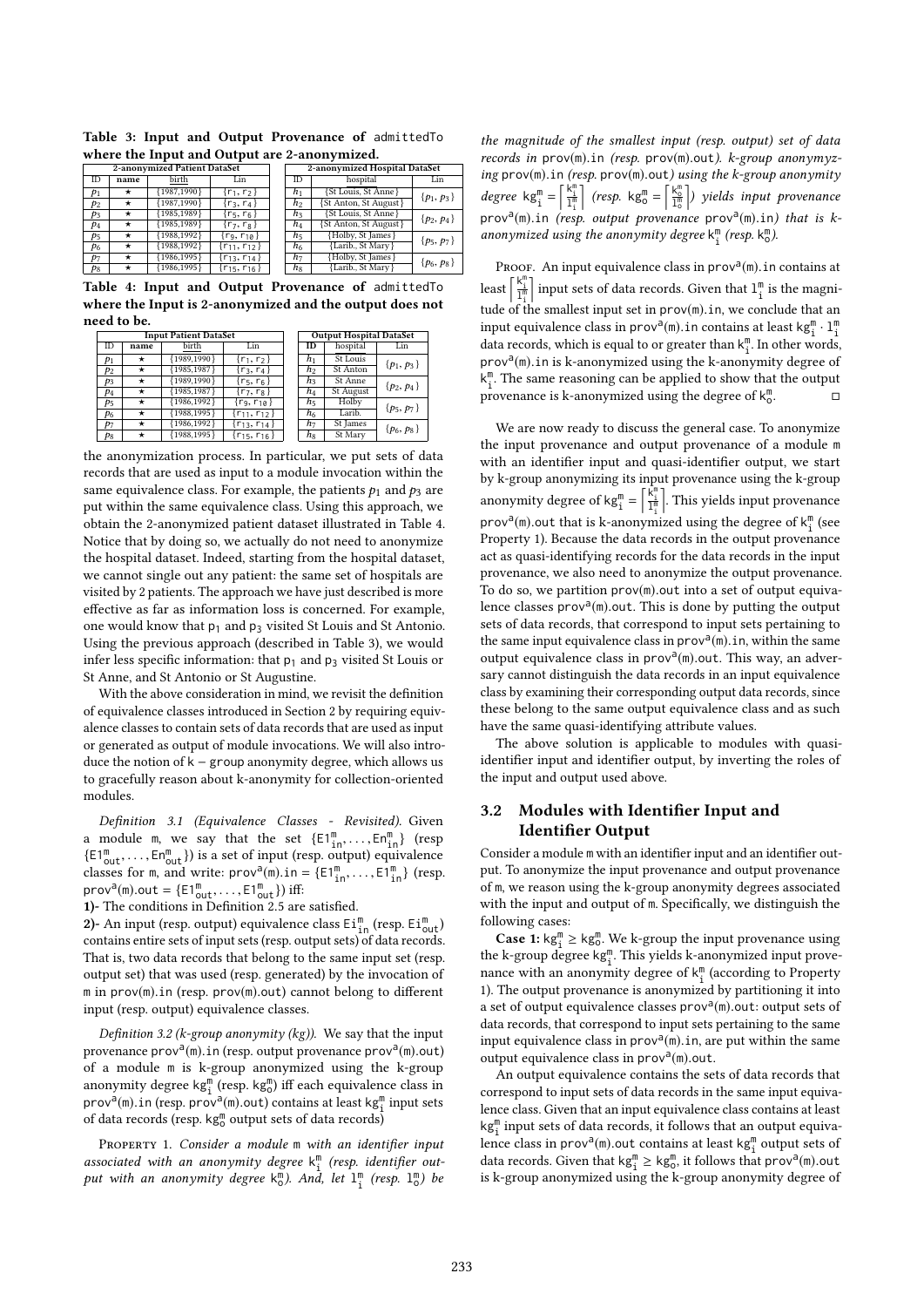**Table 3: Input and Output Provenance of** admittedTo **where the Input and Output are 2-anonymized.**

| 2-anonymized Patient DataSet | | | |
|---|---|---|---|
| ID | name | birth | Lin |
| $p_1$ | ⋆ | {1987,1990} | $\{r_1, r_2\}$ |
| $p_2$ | ⋆ | {1987,1990} | $\{r_3, r_4\}$ |
| $p_3$ | ⋆ | {1985,1989} | $\{r_5, r_6\}$ |
| $p_4$ | ⋆ | {1985,1989} | $\{r_7, r_8\}$ |
| $p_5$ | ⋆ | {1988,1992} | $\{r_9, r_{10}\}$ |
| $p_6$ | ⋆ | {1988,1992} | $\{r_{11}, r_{12}\}$ |
| $p_7$ | ⋆ | {1986,1995} | $\{r_{13}, r_{14}\}$ |
| $p_8$ | ⋆ | {1986,1995} | $\{r_{15}, r_{16}\}$ |

| 2-anonymized Hospital DataSet | | |
|---|---|---|
| ID | hospital | Lin |
| $h_1$ | {St Louis, St Anne} | $\{p_1, p_3\}$ |
| $h_2$ | {St Anton, St August} | |
| $h_3$ | {St Louis, St Anne} | $\{p_2, p_4\}$ |
| $h_4$ | {St Anton, St August} | |
| $h_5$ | {Holby, St James} | $\{p_5, p_7\}$ |
| $h_6$ | {Larib., St Mary} | |
| $h_7$ | {Holby, St James} | $\{p_6, p_8\}$ |
| $h_8$ | {Larib., St Mary} | |

**Table 4: Input and Output Provenance of** admittedTo **where the Input is 2-anonymized and the output does not need to be.**

| Input Patient DataSet | | | |
|---|---|---|---|
| ID | name | birth | Lin |
| $p_1$ | ⋆ | {1989,1990} | $\{r_1, r_2\}$ |
| $p_2$ | ⋆ | {1985,1987} | $\{r_3, r_4\}$ |
| $p_3$ | ⋆ | {1989,1990} | $\{r_5, r_6\}$ |
| $p_4$ | ⋆ | {1985,1987} | $\{r_7, r_8\}$ |
| $p_5$ | ⋆ | {1986,1992} | $\{r_9, r_{10}\}$ |
| $p_6$ | ⋆ | {1988,1995} | $\{r_{11}, r_{12}\}$ |
| $p_7$ | ⋆ | {1986,1992} | $\{r_{13}, r_{14}\}$ |
| $p_8$ | ⋆ | {1988,1995} | $\{r_{15}, r_{16}\}$ |

| Output Hospital DataSet | | |
|---|---|---|
| ID | hospital | Lin |
| $h_1$ | St Louis | $\{p_1, p_3\}$ |
| $h_2$ | St Anton | |
| $h_3$ | St Anne | $\{p_2, p_4\}$ |
| $h_4$ | St August | |
| $h_5$ | Holby | $\{p_5, p_7\}$ |
| $h_6$ | Larib. | |
| $h_7$ | St James | $\{p_6, p_8\}$ |
| $h_8$ | St Mary | |

the anonymization process. In particular, we put sets of data records that are used as input to a module invocation within the same equivalence class. For example, the patients $p_1$ and $p_3$ are put within the same equivalence class. Using this approach, we obtain the 2-anonymized patient dataset illustrated in Table 4. Notice that by doing so, we actually do not need to anonymize the hospital dataset. Indeed, starting from the hospital dataset, we cannot single out any patient: the same set of hospitals are visited by 2 patients. The approach we have just described is more effective as far as information loss is concerned. For example, one would know that $p_1$ and $p_3$ visited St Louis and St Antonio. Using the previous approach (described in Table 3), we would infer less specific information: that $p_1$ and $p_3$ visited St Louis or St Anne, and St Antonio or St Augustine.

With the above consideration in mind, we revisit the definition of equivalence classes introduced in Section 2 by requiring equivalence classes to contain sets of data records that are used as input or generated as output of module invocations. We will also introduce the notion of $k-$group anonymity degree, which allows us to gracefully reason about k-anonymity for collection-oriented modules.

*Definition 3.1 (Equivalence Classes - Revisited).* Given a module m, we say that the set $\{E1^m_{in}, \ldots, En^m_{in}\}$ (resp $\{E1^m_{out}, \ldots, En^m_{out}\}$) is a set of input (resp. output) equivalence classes for m, and write: $prov^a(m).in = \{E1^m_{in}, \ldots, E1^m_{in}\}$ (resp. $prov^a(m).out = \{E1^m_{out}, \ldots, E1^m_{out}\}$) iff:

**1)-** The conditions in Definition 2.5 are satisfied.

**2)-** An input (resp. output) equivalence class $Ei^m_{in}$ (resp. $Ei^m_{out}$) contains entire sets of input sets (resp. output sets) of data records. That is, two data records that belong to the same input set (resp. output set) that was used (resp. generated) by the invocation of m in prov(m).in (resp. prov(m).out) cannot belong to different input (resp. output) equivalence classes.

*Definition 3.2 (k-group anonymity (kg)).* We say that the input provenance $prov^a(m).in$ (resp. output provenance $prov^a(m).out$) of a module m is k-group anonymized using the k-group anonymity degree $kg^m_i$ (resp. $kg^m_o$) iff each equivalence class in $prov^a(m).in$ (resp. $prov^a(m).out$) contains at least $kg^m_i$ input sets of data records (resp. $kg^m_o$ output sets of data records)

Property 1. *Consider a module m with an identifier input associated with an anonymity degree $k^m_i$ (resp. identifier output with an anonymity degree $k^m_o$). And, let $l^m_i$ (resp. $l^m_o$) be the magnitude of the smallest input (resp. output) set of data records in prov(m).in (resp. prov(m).out). k-group anonymyzing prov(m).in (resp. prov(m).out) using the k-group anonymity degree $kg^m_i = \left\lceil \frac{k^m_i}{l^m_i} \right\rceil$ (resp. $kg^m_o = \left\lceil \frac{k^m_o}{l^m_o} \right\rceil$) yields input provenance $prov^a(m).in$ (resp. output provenance $prov^a(m).in$) that is k-anonymized using the anonymity degree $k^m_i$ (resp. $k^m_o$).*

Proof. An input equivalence class in $prov^a(m).in$ contains at least $\left\lceil \frac{k^m_i}{l^m_i} \right\rceil$ input sets of data records. Given that $l^m_i$ is the magnitude of the smallest input set in prov(m).in, we conclude that an input equivalence class in $prov^a(m).in$ contains at least $kg^m_i \cdot l^m_i$ data records, which is equal to or greater than $k^m_i$. In other words, $prov^a(m).in$ is k-anonymized using the k-anonymity degree of $k^m_i$. The same reasoning can be applied to show that the output provenance is k-anonymized using the degree of $k^m_o$. □

We are now ready to discuss the general case. To anonymize the input provenance and output provenance of a module m with an identifier input and quasi-identifier output, we start by k-group anonymizing its input provenance using the k-group anonymity degree of $kg^m_i = \left\lceil \frac{k^m_i}{l^m_i} \right\rceil$. This yields input provenance $prov^a(m).out$ that is k-anonymized using the degree of $k^m_i$ (see Property 1). Because the data records in the output provenance act as quasi-identifying records for the data records in the input provenance, we also need to anonymize the output provenance. To do so, we partition prov(m).out into a set of output equivalence classes $prov^a(m).out$. This is done by putting the output sets of data records, that correspond to input sets pertaining to the same input equivalence class in $prov^a(m).in$, within the same output equivalence class in $prov^a(m).out$. This way, an adversary cannot distinguish the data records in an input equivalence class by examining their corresponding output data records, since these belong to the same output equivalence class and as such have the same quasi-identifying attribute values.

The above solution is applicable to modules with quasi-identifier input and identifier output, by inverting the roles of the input and output used above.

### 3.2 Modules with Identifier Input and Identifier Output

Consider a module m with an identifier input and an identifier output. To anonymize the input provenance and output provenance of m, we reason using the k-group anonymity degrees associated with the input and output of m. Specifically, we distinguish the following cases:

**Case 1:** $kg^m_i \geq kg^m_o$. We k-group the input provenance using the k-group degree $kg^m_i$. This yields k-anonymized input provenance with an anonymity degree of $k^m_i$ (according to Property 1). The output provenance is anonymized by partitioning it into a set of output equivalence classes $prov^a(m).out$: output sets of data records, that correspond to input sets pertaining to the same input equivalence class in $prov^a(m).in$, are put within the same output equivalence class in $prov^a(m).out$.

An output equivalence contains the sets of data records that correspond to input sets of data records in the same input equivalence class. Given that an input equivalence class contains at least $kg^m_i$ input sets of data records, it follows that an output equivalence class in $prov^a(m).out$ contains at least $kg^m_i$ output sets of data records. Given that $kg^m_i \geq kg^m_o$, it follows that $prov^a(m).out$ is k-group anonymized using the k-group anonymity degree of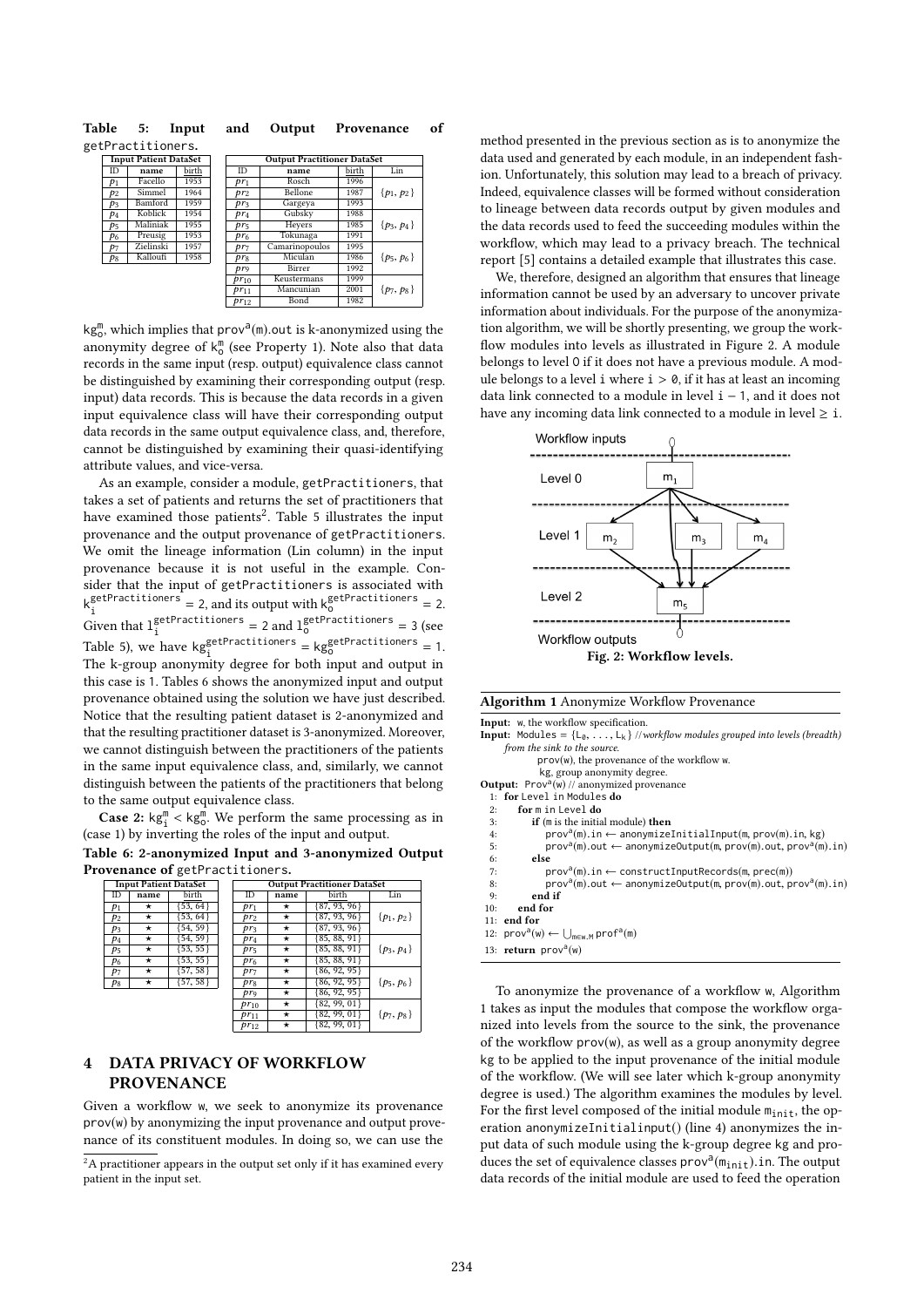**Table 5: Input and Output Provenance of** `getPractitioners`**.**

| Input Patient DataSet | | |
|---|---|---|
| ID | name | birth |
| $p_1$ | Facello | 1953 |
| $p_2$ | Simmel | 1964 |
| $p_3$ | Bamford | 1959 |
| $p_4$ | Koblick | 1954 |
| $p_5$ | Maliniak | 1955 |
| $p_6$ | Preusig | 1953 |
| $p_7$ | Zielinski | 1957 |
| $p_8$ | Kalloufi | 1958 |

| Output Practitioner DataSet | | | |
|---|---|---|---|
| ID | name | birth | Lin |
| $pr_1$ | Rosch | 1996 | |
| $pr_2$ | Bellone | 1987 | $\{p_1, p_2\}$ |
| $pr_3$ | Gargeya | 1993 | |
| $pr_4$ | Gubsky | 1988 | |
| $pr_5$ | Heyers | 1985 | $\{p_3, p_4\}$ |
| $pr_6$ | Tokunaga | 1991 | |
| $pr_7$ | Camarinopoulos | 1995 | |
| $pr_8$ | Miculan | 1986 | $\{p_5, p_6\}$ |
| $pr_9$ | Birrer | 1992 | |
| $pr_{10}$ | Keustermans | 1999 | |
| $pr_{11}$ | Mancunian | 2001 | $\{p_7, p_8\}$ |
| $pr_{12}$ | Bond | 1982 | |

$kg^{m}_{o}$, which implies that $prov^{a}(m)$.out is k-anonymized using the anonymity degree of $k^{m}_{o}$ (see Property 1). Note also that data records in the same input (resp. output) equivalence class cannot be distinguished by examining their corresponding output (resp. input) data records. This is because the data records in a given input equivalence class will have their corresponding output data records in the same output equivalence class, and, therefore, cannot be distinguished by examining their quasi-identifying attribute values, and vice-versa.

As an example, consider a module, `getPractitioners`, that takes a set of patients and returns the set of practitioners that have examined those patients[2]. Table 5 illustrates the input provenance and the output provenance of `getPractitioners`. We omit the lineage information (Lin column) in the input provenance because it is not useful in the example. Consider that the input of `getPractitioners` is associated with $k^{getPractitioners}_{i} = 2$, and its output with $k^{getPractitioners}_{o} = 2$. Given that $l^{getPractitioners}_{i} = 2$ and $l^{getPractitioners}_{o} = 3$ (see Table 5), we have $kg^{getPractitioners}_{i} = kg^{getPractitioners}_{o} = 1$. The k-group anonymity degree for both input and output in this case is 1. Tables 6 shows the anonymized input and output provenance obtained using the solution we have just described. Notice that the resulting patient dataset is 2-anonymized and that the resulting practitioner dataset is 3-anonymized. Moreover, we cannot distinguish between the practitioners of the patients in the same input equivalence class, and, similarly, we cannot distinguish between the patients of the practitioners that belong to the same output equivalence class.

**Case 2:** $kg^{m}_{i} < kg^{m}_{o}$. We perform the same processing as in (case 1) by inverting the roles of the input and output.

**Table 6: 2-anonymized Input and 3-anonymized Output Provenance of** `getPractitioners`**.**

| Input Patient DataSet | | |
|---|---|---|
| ID | name | birth |
| $p_1$ | ⋆ | {53, 64} |
| $p_2$ | ⋆ | {53, 64} |
| $p_3$ | ⋆ | {54, 59} |
| $p_4$ | ⋆ | {54, 59} |
| $p_5$ | ⋆ | {53, 55} |
| $p_6$ | ⋆ | {53, 55} |
| $p_7$ | ⋆ | {57, 58} |
| $p_8$ | ⋆ | {57, 58} |

| Output Practitioner DataSet | | | |
|---|---|---|---|
| ID | name | birth | Lin |
| $pr_1$ | ⋆ | {87, 93, 96} | |
| $pr_2$ | ⋆ | {87, 93, 96} | $\{p_1, p_2\}$ |
| $pr_3$ | ⋆ | {87, 93, 96} | |
| $pr_4$ | ⋆ | {85, 88, 91} | |
| $pr_5$ | ⋆ | {85, 88, 91} | $\{p_3, p_4\}$ |
| $pr_6$ | ⋆ | {85, 88, 91} | |
| $pr_7$ | ⋆ | {86, 92, 95} | |
| $pr_8$ | ⋆ | {86, 92, 95} | $\{p_5, p_6\}$ |
| $pr_9$ | ⋆ | {86, 92, 95} | |
| $pr_{10}$ | ⋆ | {82, 99, 01} | |
| $pr_{11}$ | ⋆ | {82, 99, 01} | $\{p_7, p_8\}$ |
| $pr_{12}$ | ⋆ | {82, 99, 01} | |

## 4 DATA PRIVACY OF WORKFLOW PROVENANCE

Given a workflow w, we seek to anonymize its provenance prov(w) by anonymizing the input provenance and output provenance of its constituent modules. In doing so, we can use the method presented in the previous section as is to anonymize the data used and generated by each module, in an independent fashion. Unfortunately, this solution may lead to a breach of privacy. Indeed, equivalence classes will be formed without consideration to lineage between data records output by given modules and the data records used to feed the succeeding modules within the workflow, which may lead to a privacy breach. The technical report [5] contains a detailed example that illustrates this case.

We, therefore, designed an algorithm that ensures that lineage information cannot be used by an adversary to uncover private information about individuals. For the purpose of the anonymization algorithm, we will be shortly presenting, we group the workflow modules into levels as illustrated in Figure 2. A module belongs to level 0 if it does not have a previous module. A module belongs to a level i where i > 0, if it has at least an incoming data link connected to a module in level i − 1, and it does not have any incoming data link connected to a module in level ≥ i.

Fig. 2: Workflow levels.

**Algorithm 1** Anonymize Workflow Provenance

**Input:** w, the workflow specification.
**Input:** Modules = $\{L_0, \ldots, L_k\}$ //*workflow modules grouped into levels (breadth) from the sink to the source.*
prov(w), the provenance of the workflow w.
kg, group anonymity degree.
**Output:** $Prov^{a}(w)$ // anonymized provenance

```
1:  for Level in Modules do
2:     for m in Level do
3:        if (m is the initial module) then
4:           prov^a(m).in ← anonymizeInitialInput(m, prov(m).in, kg)
5:           prov^a(m).out ← anonymizeOutput(m, prov(m).out, prov^a(m).in)
6:        else
7:           prov^a(m).in ← constructInputRecords(m, prec(m))
8:           prov^a(m).out ← anonymizeOutput(m, prov(m).out, prov^a(m).in)
9:        end if
10:    end for
11: end for
12: prov^a(w) ← ⋃_{m∈w.M} prof^a(m)
13: return prov^a(w)
```

To anonymize the provenance of a workflow w, Algorithm 1 takes as input the modules that compose the workflow organized into levels from the source to the sink, the provenance of the workflow prov(w), as well as a group anonymity degree kg to be applied to the input provenance of the initial module of the workflow. (We will see later which k-group anonymity degree is used.) The algorithm examines the modules by level. For the first level composed of the initial module $m_{init}$, the operation anonymizeInitialinput() (line 4) anonymizes the input data of such module using the k-group degree kg and produces the set of equivalence classes $prov^{a}(m_{init})$.in. The output data records of the initial module are used to feed the operation

[2] A practitioner appears in the output set only if it has examined every patient in the input set.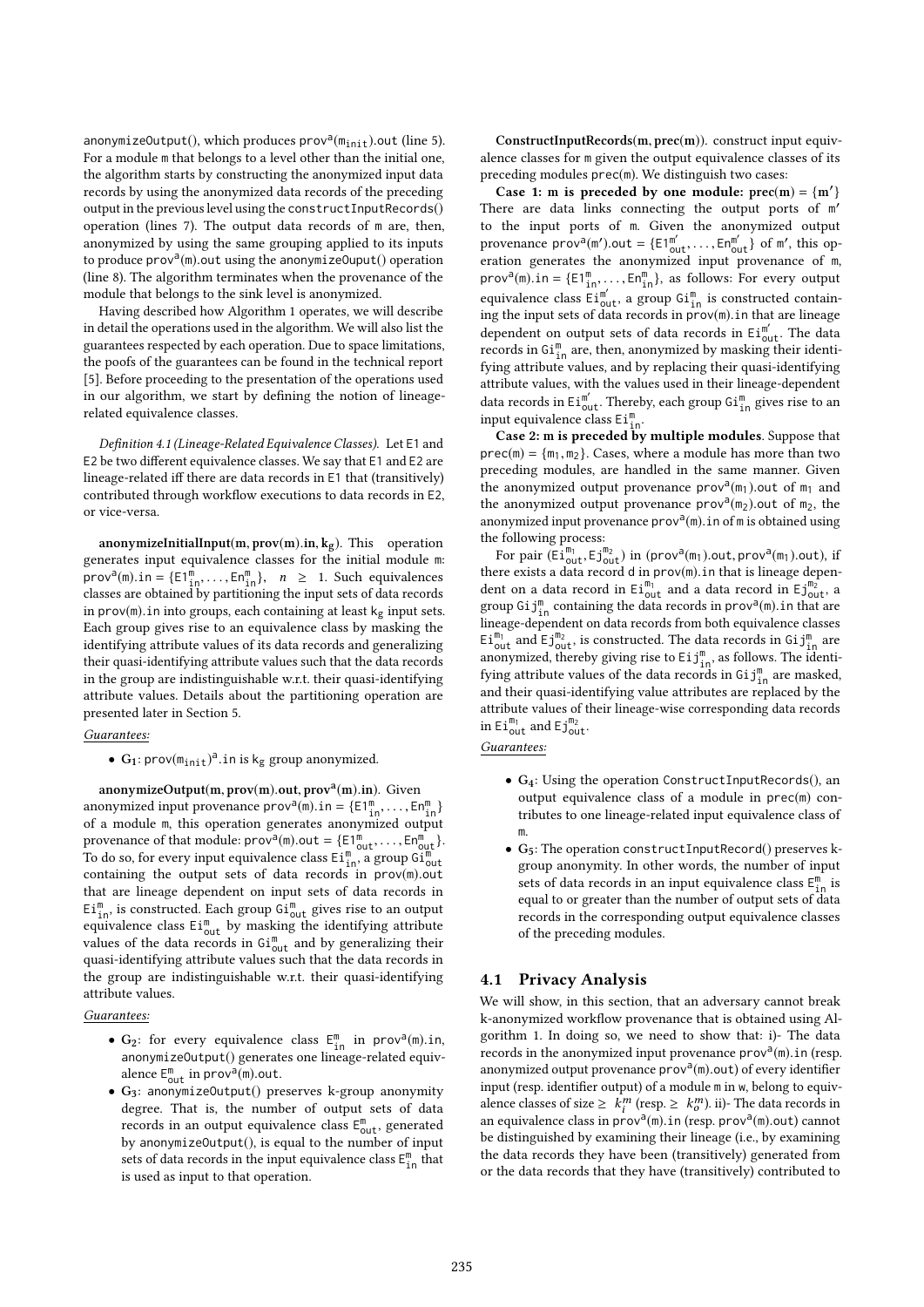anonymizeOutput(), which produces $\mathsf{prov}^a(\mathsf{m}_{init})$.out (line 5). For a module m that belongs to a level other than the initial one, the algorithm starts by constructing the anonymized input data records by using the anonymized data records of the preceding output in the previous level using the constructInputRecords() operation (lines 7). The output data records of m are, then, anonymized by using the same grouping applied to its inputs to produce $\mathsf{prov}^a(\mathsf{m})$.out using the anonymizeOuput() operation (line 8). The algorithm terminates when the provenance of the module that belongs to the sink level is anonymized.

Having described how Algorithm 1 operates, we will describe in detail the operations used in the algorithm. We will also list the guarantees respected by each operation. Due to space limitations, the poofs of the guarantees can be found in the technical report [5]. Before proceeding to the presentation of the operations used in our algorithm, we start by defining the notion of lineage-related equivalence classes.

*Definition 4.1 (Lineage-Related Equivalence Classes).* Let E1 and E2 be two different equivalence classes. We say that E1 and E2 are lineage-related iff there are data records in E1 that (transitively) contributed through workflow executions to data records in E2, or vice-versa.

**anonymizeInitialInput(m, prov(m).in, $k_g$).** This operation generates input equivalence classes for the initial module m: $\mathsf{prov}^a(\mathsf{m}).\mathsf{in} = \{\mathsf{E1}^{\mathsf{m}}_{\mathsf{in}}, \ldots, \mathsf{En}^{\mathsf{m}}_{\mathsf{in}}\}$, $n \geq 1$. Such equivalences classes are obtained by partitioning the input sets of data records in prov(m).in into groups, each containing at least $k_g$ input sets. Each group gives rise to an equivalence class by masking the identifying attribute values of its data records and generalizing their quasi-identifying attribute values such that the data records in the group are indistinguishable w.r.t. their quasi-identifying attribute values. Details about the partitioning operation are presented later in Section 5.

*Guarantees:*

- $\mathbf{G_1}$: $\mathsf{prov}(\mathsf{m}_{init})^a$.in is $k_g$ group anonymized.

**anonymizeOutput(m, prov(m).out, $\mathbf{prov^a}$(m).in).** Given anonymized input provenance $\mathsf{prov}^a(\mathsf{m}).\mathsf{in} = \{\mathsf{E1}^{\mathsf{m}}_{\mathsf{in}}, \ldots, \mathsf{En}^{\mathsf{m}}_{\mathsf{in}}\}$ of a module m, this operation generates anonymized output provenance of that module: $\mathsf{prov}^a(\mathsf{m}).\mathsf{out} = \{\mathsf{E1}^{\mathsf{m}}_{\mathsf{out}}, \ldots, \mathsf{En}^{\mathsf{m}}_{\mathsf{out}}\}$. To do so, for every input equivalence class $\mathsf{Ei}^{\mathsf{m}}_{\mathsf{in}}$, a group $\mathsf{Gi}^{\mathsf{m}}_{\mathsf{out}}$ containing the output sets of data records in prov(m).out that are lineage dependent on input sets of data records in $\mathsf{Ei}^{\mathsf{m}}_{\mathsf{in}}$, is constructed. Each group $\mathsf{Gi}^{\mathsf{m}}_{\mathsf{out}}$ gives rise to an output equivalence class $\mathsf{Ei}^{\mathsf{m}}_{\mathsf{out}}$ by masking the identifying attribute values of the data records in $\mathsf{Gi}^{\mathsf{m}}_{\mathsf{out}}$ and by generalizing their quasi-identifying attribute values such that the data records in the group are indistinguishable w.r.t. their quasi-identifying attribute values.

*Guarantees:*

- $\mathbf{G_2}$: for every equivalence class $\mathsf{E}^{\mathsf{m}}_{\mathsf{in}}$ in $\mathsf{prov}^a(\mathsf{m})$.in, anonymizeOutput() generates one lineage-related equivalence $\mathsf{E}^{\mathsf{m}}_{\mathsf{out}}$ in $\mathsf{prov}^a(\mathsf{m})$.out.
- $\mathbf{G_3}$: anonymizeOutput() preserves k-group anonymity degree. That is, the number of output sets of data records in an output equivalence class $\mathsf{E}^{\mathsf{m}}_{\mathsf{out}}$, generated by anonymizeOutput(), is equal to the number of input sets of data records in the input equivalence class $\mathsf{E}^{\mathsf{m}}_{\mathsf{in}}$ that is used as input to that operation.

**ConstructInputRecords(m, prec(m)).** construct input equivalence classes for m given the output equivalence classes of its preceding modules prec(m). We distinguish two cases:

**Case 1: m is preceded by one module: prec(m) = {m′}** There are data links connecting the output ports of m′ to the input ports of m. Given the anonymized output provenance $\mathsf{prov}^a(\mathsf{m}').\mathsf{out} = \{\mathsf{E1}^{\mathsf{m}'}_{\mathsf{out}}, \ldots, \mathsf{En}^{\mathsf{m}'}_{\mathsf{out}}\}$ of m′, this operation generates the anonymized input provenance of m, $\mathsf{prov}^a(\mathsf{m}).\mathsf{in} = \{\mathsf{E1}^{\mathsf{m}}_{\mathsf{in}}, \ldots, \mathsf{En}^{\mathsf{m}}_{\mathsf{in}}\}$, as follows: For every output equivalence class $\mathsf{Ei}^{\mathsf{m}'}_{\mathsf{out}}$, a group $\mathsf{Gi}^{\mathsf{m}}_{\mathsf{in}}$ is constructed containing the input sets of data records in prov(m).in that are lineage dependent on output sets of data records in $\mathsf{Ei}^{\mathsf{m}'}_{\mathsf{out}}$. The data records in $\mathsf{Gi}^{\mathsf{m}}_{\mathsf{in}}$ are, then, anonymized by masking their identifying attribute values, and by replacing their quasi-identifying attribute values, with the values used in their lineage-dependent data records in $\mathsf{Ei}^{\mathsf{m}'}_{\mathsf{out}}$. Thereby, each group $\mathsf{Gi}^{\mathsf{m}}_{\mathsf{in}}$ gives rise to an input equivalence class $\mathsf{Ei}^{\mathsf{m}}_{\mathsf{in}}$.

**Case 2: m is preceded by multiple modules**. Suppose that $\mathsf{prec}(\mathsf{m}) = \{\mathsf{m}_1, \mathsf{m}_2\}$. Cases, where a module has more than two preceding modules, are handled in the same manner. Given the anonymized output provenance $\mathsf{prov}^a(\mathsf{m}_1)$.out of $\mathsf{m}_1$ and the anonymized output provenance $\mathsf{prov}^a(\mathsf{m}_2)$.out of $\mathsf{m}_2$, the anonymized input provenance $\mathsf{prov}^a(\mathsf{m})$.in of m is obtained using the following process:

For pair $(\mathsf{Ei}^{\mathsf{m}_1}_{\mathsf{out}}, \mathsf{Ej}^{\mathsf{m}_2}_{\mathsf{out}})$ in $(\mathsf{prov}^a(\mathsf{m}_1).\mathsf{out}, \mathsf{prov}^a(\mathsf{m}_1).\mathsf{out})$, if there exists a data record d in prov(m).in that is lineage dependent on a data record in $\mathsf{Ei}^{\mathsf{m}_1}_{\mathsf{out}}$ and a data record in $\mathsf{Ej}^{\mathsf{m}_2}_{\mathsf{out}}$, a group $\mathsf{Gij}^{\mathsf{m}}_{\mathsf{in}}$ containing the data records in $\mathsf{prov}^a(\mathsf{m})$.in that are lineage-dependent on data records from both equivalence classes $\mathsf{Ei}^{\mathsf{m}_1}_{\mathsf{out}}$ and $\mathsf{Ej}^{\mathsf{m}_2}_{\mathsf{out}}$, is constructed. The data records in $\mathsf{Gij}^{\mathsf{m}}_{\mathsf{in}}$ are anonymized, thereby giving rise to $\mathsf{Eij}^{\mathsf{m}}_{\mathsf{in}}$, as follows. The identifying attribute values of the data records in $\mathsf{Gij}^{\mathsf{m}}_{\mathsf{in}}$ are masked, and their quasi-identifying value attributes are replaced by the attribute values of their lineage-wise corresponding data records in $\mathsf{Ei}^{\mathsf{m}_1}_{\mathsf{out}}$ and $\mathsf{Ej}^{\mathsf{m}_2}_{\mathsf{out}}$.

*Guarantees:*

- $\mathbf{G_4}$: Using the operation ConstructInputRecords(), an output equivalence class of a module in prec(m) contributes to one lineage-related input equivalence class of m.
- $\mathbf{G_5}$: The operation constructInputRecord() preserves k-group anonymity. In other words, the number of input sets of data records in an input equivalence class $\mathsf{E}^{\mathsf{m}}_{\mathsf{in}}$ is equal to or greater than the number of output sets of data records in the corresponding output equivalence classes of the preceding modules.

## 4.1 Privacy Analysis

We will show, in this section, that an adversary cannot break k-anonymized workflow provenance that is obtained using Algorithm 1. In doing so, we need to show that: i)- The data records in the anonymized input provenance $\mathsf{prov}^a(\mathsf{m})$.in (resp. anonymized output provenance $\mathsf{prov}^a(\mathsf{m})$.out) of every identifier input (resp. identifier output) of a module m in w, belong to equivalence classes of size $\geq k_i^m$ (resp. $\geq k_o^m$). ii)- The data records in an equivalence class in $\mathsf{prov}^a(\mathsf{m})$.in (resp. $\mathsf{prov}^a(\mathsf{m})$.out) cannot be distinguished by examining their lineage (i.e., by examining the data records they have been (transitively) generated from or the data records that they have (transitively) contributed to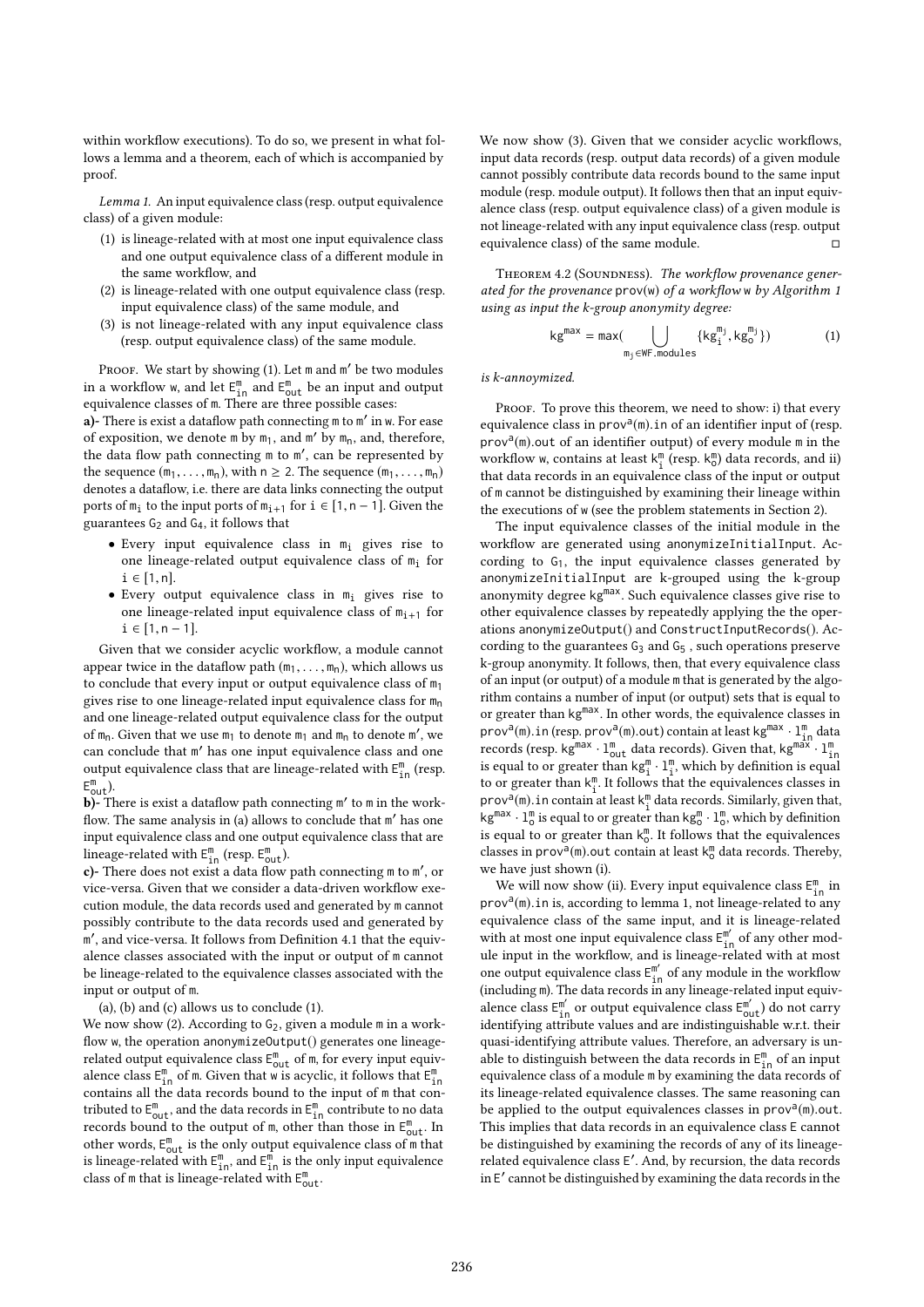within workflow executions). To do so, we present in what follows a lemma and a theorem, each of which is accompanied by proof.

*Lemma 1.* An input equivalence class (resp. output equivalence class) of a given module:

1. is lineage-related with at most one input equivalence class and one output equivalence class of a different module in the same workflow, and
2. is lineage-related with one output equivalence class (resp. input equivalence class) of the same module, and
3. is not lineage-related with any input equivalence class (resp. output equivalence class) of the same module.

Proof. We start by showing (1). Let $m$ and $m'$ be two modules in a workflow $w$, and let $E^m_{in}$ and $E^m_{out}$ be an input and output equivalence classes of $m$. There are three possible cases:

**a)-** There is exist a dataflow path connecting $m$ to $m'$ in $w$. For ease of exposition, we denote $m$ by $m_1$, and $m'$ by $m_n$, and, therefore, the data flow path connecting $m$ to $m'$, can be represented by the sequence $(m_1, \ldots, m_n)$, with $n \geq 2$. The sequence $(m_1, \ldots, m_n)$ denotes a dataflow, i.e. there are data links connecting the output ports of $m_i$ to the input ports of $m_{i+1}$ for $i \in [1, n-1]$. Given the guarantees $G_2$ and $G_4$, it follows that

- Every input equivalence class in $m_i$ gives rise to one lineage-related output equivalence class of $m_i$ for $i \in [1, n]$.
- Every output equivalence class in $m_i$ gives rise to one lineage-related input equivalence class of $m_{i+1}$ for $i \in [1, n-1]$.

Given that we consider acyclic workflow, a module cannot appear twice in the dataflow path $(m_1, \ldots, m_n)$, which allows us to conclude that every input or output equivalence class of $m_1$ gives rise to one lineage-related input equivalence class for $m_n$ and one lineage-related output equivalence class for the output of $m_n$. Given that we use $m_1$ to denote $m$ and $m_n$ to denote $m'$, we can conclude that $m'$ has one input equivalence class and one output equivalence class that are lineage-related with $E^m_{in}$ (resp. $E^m_{out}$).

**b)-** There is exist a dataflow path connecting $m'$ to $m$ in the workflow. The same analysis in (a) allows to conclude that $m'$ has one input equivalence class and one output equivalence class that are lineage-related with $E^m_{in}$ (resp. $E^m_{out}$).

**c)-** There does not exist a data flow path connecting $m$ to $m'$, or vice-versa. Given that we consider a data-driven workflow execution module, the data records used and generated by $m$ cannot possibly contribute to the data records used and generated by $m'$, and vice-versa. It follows from Definition 4.1 that the equivalence classes associated with the input or output of $m$ cannot be lineage-related to the equivalence classes associated with the input or output of $m$.

(a), (b) and (c) allows us to conclude (1).

We now show (2). According to $G_2$, given a module $m$ in a workflow $w$, the operation anonymizeOutput() generates one lineage-related output equivalence class $E^m_{out}$ of $m$, for every input equivalence class $E^m_{in}$ of $m$. Given that $w$ is acyclic, it follows that $E^m_{in}$ contains all the data records bound to the input of $m$ that contributed to $E^m_{out}$, and the data records in $E^m_{in}$ contribute to no data records bound to the output of $m$, other than those in $E^m_{out}$. In other words, $E^m_{out}$ is the only output equivalence class of $m$ that is lineage-related with $E^m_{in}$, and $E^m_{in}$ is the only input equivalence class of $m$ that is lineage-related with $E^m_{out}$.

We now show (3). Given that we consider acyclic workflows, input data records (resp. output data records) of a given module cannot possibly contribute data records bound to the same input module (resp. module output). It follows then that an input equivalence class (resp. output equivalence class) of a given module is not lineage-related with any input equivalence class (resp. output equivalence class) of the same module. □

Theorem 4.2 (Soundness). *The workflow provenance generated for the provenance* $prov(w)$ *of a workflow* $w$ *by Algorithm 1 using as input the k-group anonymity degree:*

$$kg^{max} = max\left(\bigcup_{m_j \in WF.modules} \{kg^{m_j}_i, kg^{m_j}_o\}\right) \qquad (1)$$

*is k-annoymized.*

Proof. To prove this theorem, we need to show: i) that every equivalence class in $prov^a(m).in$ of an identifier input of (resp. $prov^a(m).out$ of an identifier output) of every module $m$ in the workflow $w$, contains at least $k^m_i$ (resp. $k^m_o$) data records, and ii) that data records in an equivalence class of the input or output of $m$ cannot be distinguished by examining their lineage within the executions of $w$ (see the problem statements in Section 2).

The input equivalence classes of the initial module in the workflow are generated using anonymizeInitialInput. According to $G_1$, the input equivalence classes generated by anonymizeInitialInput are k-grouped using the k-group anonymity degree $kg^{max}$. Such equivalence classes give rise to other equivalence classes by repeatedly applying the the operations anonymizeOutput() and ConstructInputRecords(). According to the guarantees $G_3$ and $G_5$, such operations preserve k-group anonymity. It follows, then, that every equivalence class of an input (or output) of a module $m$ that is generated by the algorithm contains a number of input (or output) sets that is equal to or greater than $kg^{max}$. In other words, the equivalence classes in $prov^a(m).in$ (resp. $prov^a(m).out$) contain at least $kg^{max} \cdot 1^m_{in}$ data records (resp. $kg^{max} \cdot 1^m_{out}$ data records). Given that, $kg^{max} \cdot 1^m_{in}$ is equal to or greater than $kg^m_i \cdot 1^m_i$, which by definition is equal to or greater than $k^m_i$. It follows that the equivalences classes in $prov^a(m).in$ contain at least $k^m_i$ data records. Similarly, given that, $kg^{max} \cdot 1^m_o$ is equal to or greater than $kg^m_o \cdot 1^m_o$, which by definition is equal to or greater than $k^m_o$. It follows that the equivalences classes in $prov^a(m).out$ contain at least $k^m_o$ data records. Thereby, we have just shown (i).

We will now show (ii). Every input equivalence class $E^m_{in}$ in $prov^a(m).in$ is, according to lemma 1, not lineage-related to any equivalence class of the same input, and it is lineage-related with at most one input equivalence class $E^{m'}_{in}$ of any other module input in the workflow, and is lineage-related with at most one output equivalence class $E^{m'}_{in}$ of any module in the workflow (including $m$). The data records in any lineage-related input equivalence class $E^{m'}_{in}$ or output equivalence class $E^{m'}_{out}$) do not carry identifying attribute values and are indistinguishable w.r.t. their quasi-identifying attribute values. Therefore, an adversary is unable to distinguish between the data records in $E^m_{in}$ of an input equivalence class of a module $m$ by examining the data records of its lineage-related equivalence classes. The same reasoning can be applied to the output equivalences classes in $prov^a(m).out$. This implies that data records in an equivalence class $E$ cannot be distinguished by examining the records of any of its lineage-related equivalence class $E'$. And, by recursion, the data records in $E'$ cannot be distinguished by examining the data records in the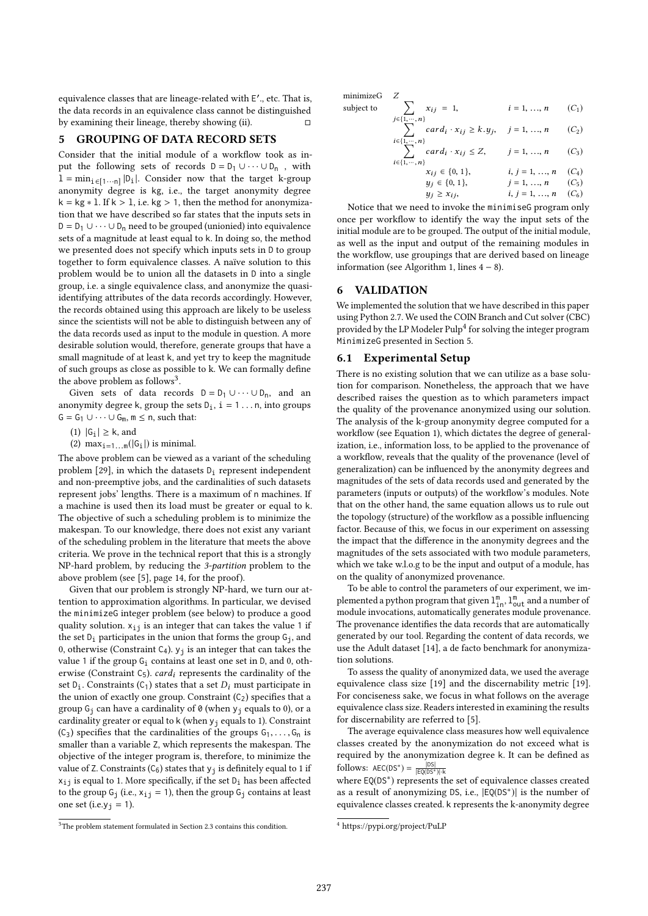equivalence classes that are lineage-related with E'., etc. That is, the data records in an equivalence class cannot be distinguished by examining their lineage, thereby showing (ii). □

## 5 GROUPING OF DATA RECORD SETS

Consider that the initial module of a workflow took as input the following sets of records $D = D_1 \cup \cdots \cup D_n$ , with $1 = \min_{i \in [1 \cdots n]} |D_i|$. Consider now that the target k-group anonymity degree is kg, i.e., the target anonymity degree $k = kg * 1$. If $k > 1$, i.e. $kg > 1$, then the method for anonymization that we have described so far states that the inputs sets in $D = D_1 \cup \cdots \cup D_n$ need to be grouped (unionied) into equivalence sets of a magnitude at least equal to k. In doing so, the method we presented does not specify which inputs sets in D to group together to form equivalence classes. A naïve solution to this problem would be to union all the datasets in D into a single group, i.e. a single equivalence class, and anonymize the quasi-identifying attributes of the data records accordingly. However, the records obtained using this approach are likely to be useless since the scientists will not be able to distinguish between any of the data records used as input to the module in question. A more desirable solution would, therefore, generate groups that have a small magnitude of at least k, and yet try to keep the magnitude of such groups as close as possible to k. We can formally define the above problem as follows[3].

Given sets of data records $D = D_1 \cup \cdots \cup D_n$, and an anonymity degree k, group the sets $D_i$, $i = 1 \ldots n$, into groups $G = G_1 \cup \cdots \cup G_m$, $m \leq n$, such that:

(1) $|G_i| \geq k$, and
(2) $\max_{i=1 \ldots m}(|G_i|)$ is minimal.

The above problem can be viewed as a variant of the scheduling problem [29], in which the datasets $D_i$ represent independent and non-preemptive jobs, and the cardinalities of such datasets represent jobs' lengths. There is a maximum of n machines. If a machine is used then its load must be greater or equal to k. The objective of such a scheduling problem is to minimize the makespan. To our knowledge, there does not exist any variant of the scheduling problem in the literature that meets the above criteria. We prove in the technical report that this is a strongly NP-hard problem, by reducing the *3-partition* problem to the above problem (see [5], page 14, for the proof).

Given that our problem is strongly NP-hard, we turn our attention to approximation algorithms. In particular, we devised the minimizeG integer problem (see below) to produce a good quality solution. $x_{ij}$ is an integer that can takes the value 1 if the set $D_i$ participates in the union that forms the group $G_j$, and 0, otherwise (Constraint $C_4$). $y_j$ is an integer that can take the value 1 if the group $G_i$ contains at least one set in D, and 0, otherwise (Constraint $C_5$). $card_i$ represents the cardinality of the set $D_i$. Constraints ($C_1$) states that a set $D_i$ must participate in the union of exactly one group. Constraint ($C_2$) specifies that a group $G_j$ can have a cardinality of 0 (when $y_j$ equals to 0), or a cardinality greater or equal to k (when $y_j$ equals to 1). Constraint ($C_3$) specifies that the cardinalities of the groups $G_1, \ldots, G_n$ is smaller than a variable Z, which represents the makespan. The objective of the integer program is, therefore, to minimize the value of Z. Constraints ($C_6$) states that $y_j$ is definitely equal to 1 if $x_{ij}$ is equal to 1. More specifically, if the set $D_i$ has been affected to the group $G_j$ (i.e., $x_{ij} = 1$), then the group $G_j$ contains at least one set (i.e.$y_j = 1$).

$$
\begin{array}{llll}
\text{minimizeG} & Z & & \\
\text{subject to} & \sum_{j \in \{1,\cdots,n\}} x_{ij} = 1, & i = 1, \ldots, n & (C_1) \\
& \sum_{i \in \{1,\cdots,n\}} card_i \cdot x_{ij} \geq k.y_j, & j = 1, \ldots, n & (C_2) \\
& \sum_{i \in \{1,\cdots,n\}} card_i \cdot x_{ij} \leq Z, & j = 1, \ldots, n & (C_3) \\
& x_{ij} \in \{0, 1\}, & i, j = 1, \ldots, n & (C_4) \\
& y_j \in \{0, 1\}, & j = 1, \ldots, n & (C_5) \\
& y_j \geq x_{ij}, & i, j = 1, \ldots, n & (C_6)
\end{array}
$$

Notice that we need to invoke the minimiseG program only once per workflow to identify the way the input sets of the initial module are to be grouped. The output of the initial module, as well as the input and output of the remaining modules in the workflow, use groupings that are derived based on lineage information (see Algorithm 1, lines 4 − 8).

## 6 VALIDATION

We implemented the solution that we have described in this paper using Python 2.7. We used the COIN Branch and Cut solver (CBC) provided by the LP Modeler Pulp[4] for solving the integer program MinimizeG presented in Section 5.

### 6.1 Experimental Setup

There is no existing solution that we can utilize as a base solution for comparison. Nonetheless, the approach that we have described raises the question as to which parameters impact the quality of the provenance anonymized using our solution. The analysis of the k-group anonymity degree computed for a workflow (see Equation 1), which dictates the degree of generalization, i.e., information loss, to be applied to the provenance of a workflow, reveals that the quality of the provenance (level of generalization) can be influenced by the anonymity degrees and magnitudes of the sets of data records used and generated by the parameters (inputs or outputs) of the workflow's modules. Note that on the other hand, the same equation allows us to rule out the topology (structure) of the workflow as a possible influencing factor. Because of this, we focus in our experiment on assessing the impact that the difference in the anonymity degrees and the magnitudes of the sets associated with two module parameters, which we take w.l.o.g to be the input and output of a module, has on the quality of anonymized provenance.

To be able to control the parameters of our experiment, we implemented a python program that given $1^m_{in}$, $1^m_{out}$ and a number of module invocations, automatically generates module provenance. The provenance identifies the data records that are automatically generated by our tool. Regarding the content of data records, we use the Adult dataset [14], a de facto benchmark for anonymization solutions.

To assess the quality of anonymized data, we used the average equivalence class size [19] and the discernability metric [19]. For conciseness sake, we focus in what follows on the average equivalence class size. Readers interested in examining the results for discernability are referred to [5].

The average equivalence class measures how well equivalence classes created by the anonymization do not exceed what is required by the anonymization degree k. It can be defined as follows: $AEC(DS^*) = \frac{|DS|}{|EQ(DS^*)| \cdot k}$

where $EQ(DS^*)$ represents the set of equivalence classes created as a result of anonymizing DS, i.e., $|EQ(DS^*)|$ is the number of equivalence classes created. k represents the k-anonymity degree

[3] The problem statement formulated in Section 2.3 contains this condition.

[4] https://pypi.org/project/PuLP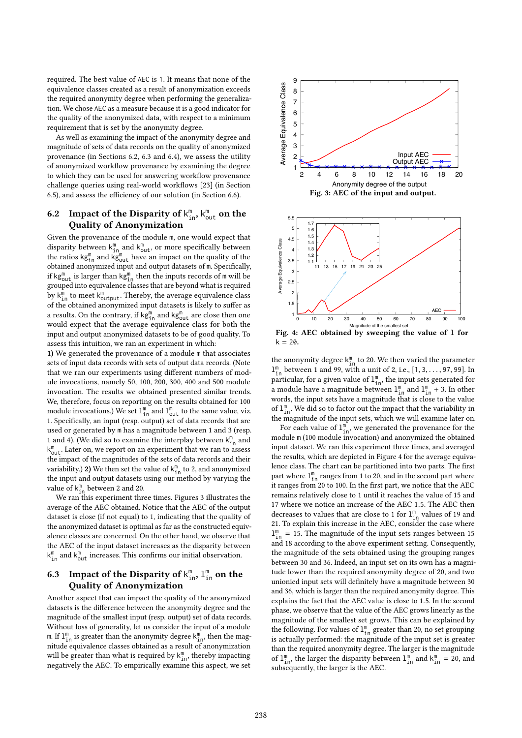required. The best value of AEC is 1. It means that none of the equivalence classes created as a result of anonymization exceeds the required anonymity degree when performing the generalization. We chose AEC as a measure because it is a good indicator for the quality of the anonymized data, with respect to a minimum requirement that is set by the anonymity degree.

As well as examining the impact of the anonymity degree and magnitude of sets of data records on the quality of anonymized provenance (in Sections 6.2, 6.3 and 6.4), we assess the utility of anonymized workflow provenance by examining the degree to which they can be used for answering workflow provenance challenge queries using real-world workflows [23] (in Section 6.5), and assess the efficiency of our solution (in Section 6.6).

## 6.2 Impact of the Disparity of $k^m_{in}$, $k^m_{out}$ on the Quality of Anonymization

Given the provenance of the module m, one would expect that disparity between $k^m_{in}$ and $k^m_{out}$, or more specifically between the ratios $kg^m_{in}$ and $kg^m_{out}$ have an impact on the quality of the obtained anonymized input and output datasets of m. Specifically, if $kg^m_{out}$ is larger than $kg^m_{in}$ then the inputs records of m will be grouped into equivalence classes that are beyond what is required by $k^m_{in}$ to meet $k^m_{output}$. Thereby, the average equivalence class of the obtained anonymized input datasets is likely to suffer as a results. On the contrary, if $kg^m_{in}$ and $kg^m_{out}$ are close then one would expect that the average equivalence class for both the input and output anonymized datasets to be of good quality. To assess this intuition, we ran an experiment in which:

**1)** We generated the provenance of a module m that associates sets of input data records with sets of output data records. (Note that we ran our experiments using different numbers of module invocations, namely 50, 100, 200, 300, 400 and 500 module invocation. The results we obtained presented similar trends. We, therefore, focus on reporting on the results obtained for 100 module invocations.) We set $1^m_{in}$ and $1^m_{out}$ to the same value, viz. 1. Specifically, an input (resp. output) set of data records that are used or generated by m has a magnitude between 1 and 3 (resp. 1 and 4). (We did so to examine the interplay between $k^m_{in}$ and $k^m_{out}$. Later on, we report on an experiment that we ran to assess the impact of the magnitudes of the sets of data records and their variability.) **2)** We then set the value of $k^m_{in}$ to 2, and anonymized the input and output datasets using our method by varying the value of $k^m_{in}$ between 2 and 20.

We ran this experiment three times. Figures 3 illustrates the average of the AEC obtained. Notice that the AEC of the output dataset is close (if not equal) to 1, indicating that the quality of the anonymized dataset is optimal as far as the constructed equivalence classes are concerned. On the other hand, we observe that the AEC of the input dataset increases as the disparity between $k^m_{in}$ and $k^m_{out}$ increases. This confirms our initial observation.

## 6.3 Impact of the Disparity of $k^m_{in}$, $1^m_{in}$ on the Quality of Anonymization

Another aspect that can impact the quality of the anonymized datasets is the difference between the anonymity degree and the magnitude of the smallest input (resp. output) set of data records. Without loss of generality, let us consider the input of a module m. If $1^m_{in}$ is greater than the anonymity degree $k^m_{in}$, then the magnitude equivalence classes obtained as a result of anonymization will be greater than what is required by $k^m_{in}$, thereby impacting negatively the AEC. To empirically examine this aspect, we set

**Fig. 3: AEC of the input and output.**

**Fig. 4: AEC obtained by sweeping the value of l for k = 20.**

the anonymity degree $k^m_{in}$ to 20. We then varied the parameter $1^m_{in}$ between 1 and 99, with a unit of 2, i.e., $[1, 3, \ldots, 97, 99]$. In particular, for a given value of $1^m_{in}$, the input sets generated for a module have a magnitude between $1^m_{in}$ and $1^m_{in} + 3$. In other words, the input sets have a magnitude that is close to the value of $1^m_{in}$. We did so to factor out the impact that the variability in the magnitude of the input sets, which we will examine later on.

For each value of $1^m_{in}$, we generated the provenance for the module m (100 module invocation) and anonymized the obtained input dataset. We ran this experiment three times, and averaged the results, which are depicted in Figure 4 for the average equivalence class. The chart can be partitioned into two parts. The first part where $1^m_{in}$ ranges from 1 to 20, and in the second part where it ranges from 20 to 100. In the first part, we notice that the AEC remains relatively close to 1 until it reaches the value of 15 and 17 where we notice an increase of the AEC 1.5. The AEC then decreases to values that are close to 1 for $1^m_{in}$ values of 19 and 21. To explain this increase in the AEC, consider the case where $1^m_{in} = 15$. The magnitude of the input sets ranges between 15 and 18 according to the above experiment setting. Consequently, the magnitude of the sets obtained using the grouping ranges between 30 and 36. Indeed, an input set on its own has a magnitude lower than the required anonymity degree of 20, and two unionied input sets will definitely have a magnitude between 30 and 36, which is larger than the required anonymity degree. This explains the fact that the AEC value is close to 1.5. In the second phase, we observe that the value of the AEC grows linearly as the magnitude of the smallest set grows. This can be explained by the following. For values of $1^m_{in}$ greater than 20, no set grouping is actually performed: the magnitude of the input set is greater than the required anonymity degree. The larger is the magnitude of $1^m_{in}$, the larger the disparity between $1^m_{in}$ and $k^m_{in} = 20$, and subsequently, the larger is the AEC.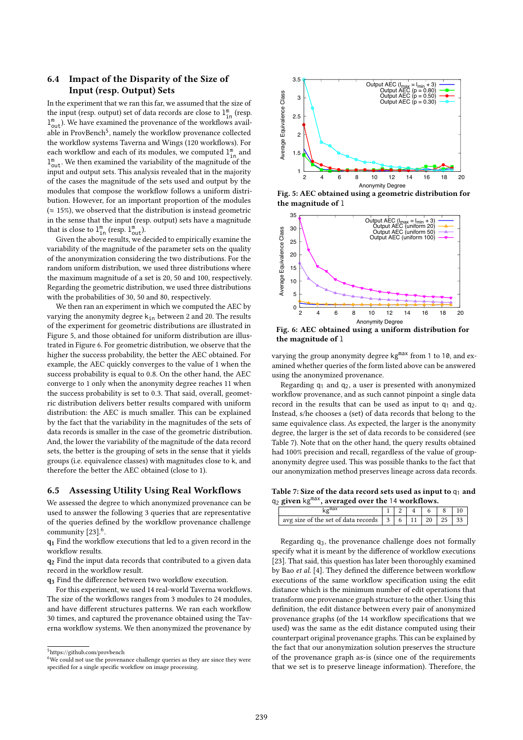### 6.4 Impact of the Disparity of the Size of Input (resp. Output) Sets

In the experiment that we ran this far, we assumed that the size of the input (resp. output) set of data records are close to $l^m_{in}$ (resp. $l^m_{out}$). We have examined the provenance of the workflows available in ProvBench[5], namely the workflow provenance collected the workflow systems Taverna and Wings (120 workflows). For each workflow and each of its modules, we computed $l^m_{in}$ and $l^m_{out}$. We then examined the variability of the magnitude of the input and output sets. This analysis revealed that in the majority of the cases the magnitude of the sets used and output by the modules that compose the workflow follows a uniform distribution. However, for an important proportion of the modules ($\approx$ 15%), we observed that the distribution is instead geometric in the sense that the input (resp. output) sets have a magnitude that is close to $l^m_{in}$ (resp. $l^m_{out}$).

Given the above results, we decided to empirically examine the variability of the magnitude of the parameter sets on the quality of the anonymization considering the two distributions. For the random uniform distribution, we used three distributions where the maximum magnitude of a set is 20, 50 and 100, respectively. Regarding the geometric distribution, we used three distributions with the probabilities of 30, 50 and 80, respectively.

We then ran an experiment in which we computed the AEC by varying the anonymity degree $k_{in}$ between 2 and 20. The results of the experiment for geometric distributions are illustrated in Figure 5, and those obtained for uniform distribution are illustrated in Figure 6. For geometric distribution, we observe that the higher the success probability, the better the AEC obtained. For example, the AEC quickly converges to the value of 1 when the success probability is equal to 0.8. On the other hand, the AEC converge to 1 only when the anonymity degree reaches 11 when the success probability is set to 0.3. That said, overall, geometric distribution delivers better results compared with uniform distribution: the AEC is much smaller. This can be explained by the fact that the variability in the magnitudes of the sets of data records is smaller in the case of the geometric distribution. And, the lower the variability of the magnitude of the data record sets, the better is the grouping of sets in the sense that it yields groups (i.e. equivalence classes) with magnitudes close to k, and therefore the better the AEC obtained (close to 1).

### 6.5 Assessing Utility Using Real Workflows

We assessed the degree to which anonymized provenance can be used to answer the following 3 queries that are representative of the queries defined by the workflow provenance challenge community [23].[6].

**$q_1$** Find the workflow executions that led to a given record in the workflow results.

**$q_2$** Find the input data records that contributed to a given data record in the workflow result.

**$q_3$** Find the difference between two workflow execution.

For this experiment, we used 14 real-world Taverna workflows. The size of the workflows ranges from 3 modules to 24 modules, and have different structures patterns. We ran each workflow 30 times, and captured the provenance obtained using the Taverna workflow systems. We then anonymized the provenance by varying the group anonymity degree $kg^{max}$ from 1 to 10, and examined whether queries of the form listed above can be answered using the anonymized provenance.

[5] https://github.com/provbench

[6] We could not use the provenance challenge queries as they were since they were specified for a single specific workflow on image processing.

**Fig. 5: AEC obtained using a geometric distribution for the magnitude of l**

**Fig. 6: AEC obtained using a uniform distribution for the magnitude of l**

Regarding $q_1$ and $q_2$, a user is presented with anonymized workflow provenance, and as such cannot pinpoint a single data record in the results that can be used as input to $q_1$ and $q_2$. Instead, s/he chooses a (set) of data records that belong to the same equivalence class. As expected, the larger is the anonymity degree, the larger is the set of data records to be considered (see Table 7). Note that on the other hand, the query results obtained had 100% precision and recall, regardless of the value of group-anonymity degree used. This was possible thanks to the fact that our anonymization method preserves lineage across data records.

**Table 7: Size of the data record sets used as input to $q_1$ and $q_2$ given $kg^{max}$, averaged over the 14 workflows.**

| $kg^{max}$ | 1 | 2 | 4 | 6 | 8 | 10 |
|---|---|---|---|---|---|---|
| avg size of the set of data records | 3 | 6 | 11 | 20 | 25 | 33 |

Regarding $q_3$, the provenance challenge does not formally specify what it is meant by the difference of workflow executions [23]. That said, this question has later been thoroughly examined by Bao *et al.* [4]. They defined the difference between workflow executions of the same workflow specification using the edit distance which is the minimum number of edit operations that transform one provenance graph structure to the other. Using this definition, the edit distance between every pair of anonymized provenance graphs (of the 14 workflow specifications that we used) was the same as the edit distance computed using their counterpart original provenance graphs. This can be explained by the fact that our anonymization solution preserves the structure of the provenance graph as-is (since one of the requirements that we set is to preserve lineage information). Therefore, the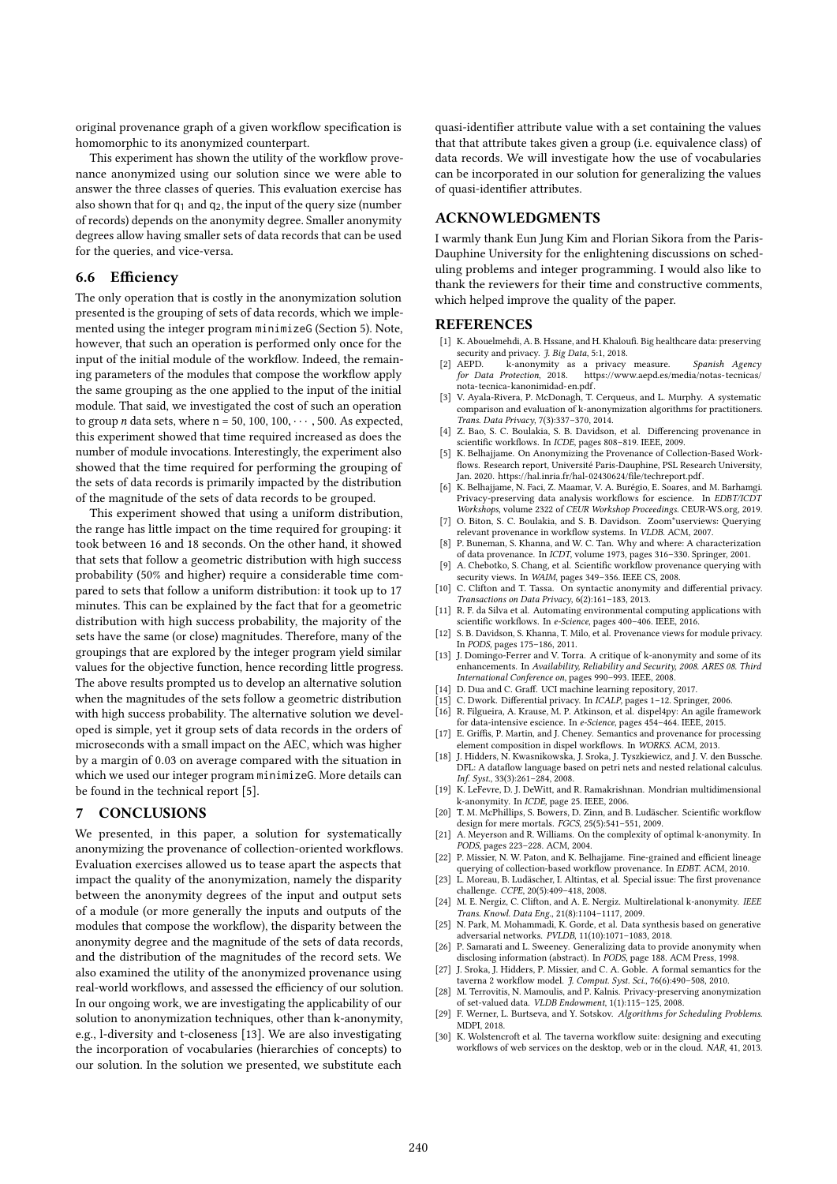original provenance graph of a given workflow specification is homomorphic to its anonymized counterpart.

This experiment has shown the utility of the workflow provenance anonymized using our solution since we were able to answer the three classes of queries. This evaluation exercise has also shown that for $q_1$ and $q_2$, the input of the query size (number of records) depends on the anonymity degree. Smaller anonymity degrees allow having smaller sets of data records that can be used for the queries, and vice-versa.

### 6.6 Efficiency

The only operation that is costly in the anonymization solution presented is the grouping of sets of data records, which we implemented using the integer program `minimizeG` (Section 5). Note, however, that such an operation is performed only once for the input of the initial module of the workflow. Indeed, the remaining parameters of the modules that compose the workflow apply the same grouping as the one applied to the input of the initial module. That said, we investigated the cost of such an operation to group $n$ data sets, where $n = 50, 100, 100, \cdots, 500$. As expected, this experiment showed that time required increased as does the number of module invocations. Interestingly, the experiment also showed that the time required for performing the grouping of the sets of data records is primarily impacted by the distribution of the magnitude of the sets of data records to be grouped.

This experiment showed that using a uniform distribution, the range has little impact on the time required for grouping: it took between 16 and 18 seconds. On the other hand, it showed that sets that follow a geometric distribution with high success probability (50% and higher) require a considerable time compared to sets that follow a uniform distribution: it took up to 17 minutes. This can be explained by the fact that for a geometric distribution with high success probability, the majority of the sets have the same (or close) magnitudes. Therefore, many of the groupings that are explored by the integer program yield similar values for the objective function, hence recording little progress. The above results prompted us to develop an alternative solution when the magnitudes of the sets follow a geometric distribution with high success probability. The alternative solution we developed is simple, yet it group sets of data records in the orders of microseconds with a small impact on the AEC, which was higher by a margin of 0.03 on average compared with the situation in which we used our integer program `minimizeG`. More details can be found in the technical report [5].

## 7 CONCLUSIONS

We presented, in this paper, a solution for systematically anonymizing the provenance of collection-oriented workflows. Evaluation exercises allowed us to tease apart the aspects that impact the quality of the anonymization, namely the disparity between the anonymity degrees of the input and output sets of a module (or more generally the inputs and outputs of the modules that compose the workflow), the disparity between the anonymity degree and the magnitude of the sets of data records, and the distribution of the magnitudes of the record sets. We also examined the utility of the anonymized provenance using real-world workflows, and assessed the efficiency of our solution. In our ongoing work, we are investigating the applicability of our solution to anonymization techniques, other than k-anonymity, e.g., l-diversity and t-closeness [13]. We are also investigating the incorporation of vocabularies (hierarchies of concepts) to our solution. In the solution we presented, we substitute each quasi-identifier attribute value with a set containing the values that that attribute takes given a group (i.e. equivalence class) of data records. We will investigate how the use of vocabularies can be incorporated in our solution for generalizing the values of quasi-identifier attributes.

## ACKNOWLEDGMENTS

I warmly thank Eun Jung Kim and Florian Sikora from the Paris-Dauphine University for the enlightening discussions on scheduling problems and integer programming. I would also like to thank the reviewers for their time and constructive comments, which helped improve the quality of the paper.

## REFERENCES

[1] K. Abouelmehdi, A. B. Hssane, and H. Khaloufi. Big healthcare data: preserving security and privacy. *J. Big Data*, 5:1, 2018.
[2] AEPD. k-anonymity as a privacy measure. *Spanish Agency for Data Protection*, 2018. https://www.aepd.es/media/notas-tecnicas/nota-tecnica-kanonimidad-en.pdf.
[3] V. Ayala-Rivera, P. McDonagh, T. Cerqueus, and L. Murphy. A systematic comparison and evaluation of k-anonymization algorithms for practitioners. *Trans. Data Privacy*, 7(3):337–370, 2014.
[4] Z. Bao, S. C. Boulakia, S. B. Davidson, et al. Differencing provenance in scientific workflows. In *ICDE*, pages 808–819. IEEE, 2009.
[5] K. Belhajjame. On Anonymizing the Provenance of Collection-Based Workflows. Research report, Université Paris-Dauphine, PSL Research University, Jan. 2020. https://hal.inria.fr/hal-02430624/file/techreport.pdf.
[6] K. Belhajjame, N. Faci, Z. Maamar, V. A. Burégio, E. Soares, and M. Barhamgi. Privacy-preserving data analysis workflows for escience. In *EDBT/ICDT Workshops*, volume 2322 of *CEUR Workshop Proceedings*. CEUR-WS.org, 2019.
[7] O. Biton, S. C. Boulakia, and S. B. Davidson. Zoom*userviews: Querying relevant provenance in workflow systems. In *VLDB*. ACM, 2007.
[8] P. Buneman, S. Khanna, and W. C. Tan. Why and where: A characterization of data provenance. In *ICDT*, volume 1973, pages 316–330. Springer, 2001.
[9] A. Chebotko, S. Chang, et al. Scientific workflow provenance querying with security views. In *WAIM*, pages 349–356. IEEE CS, 2008.
[10] C. Clifton and T. Tassa. On syntactic anonymity and differential privacy. *Transactions on Data Privacy*, 6(2):161–183, 2013.
[11] R. F. da Silva et al. Automating environmental computing applications with scientific workflows. In *e-Science*, pages 400–406. IEEE, 2016.
[12] S. B. Davidson, S. Khanna, T. Milo, et al. Provenance views for module privacy. In *PODS*, pages 175–186, 2011.
[13] J. Domingo-Ferrer and V. Torra. A critique of k-anonymity and some of its enhancements. In *Availability, Reliability and Security, 2008. ARES 08. Third International Conference on*, pages 990–993. IEEE, 2008.
[14] D. Dua and C. Graff. UCI machine learning repository, 2017.
[15] C. Dwork. Differential privacy. In *ICALP*, pages 1–12. Springer, 2006.
[16] R. Filgueira, A. Krause, M. P. Atkinson, et al. dispel4py: An agile framework for data-intensive escience. In *e-Science*, pages 454–464. IEEE, 2015.
[17] E. Griffis, P. Martin, and J. Cheney. Semantics and provenance for processing element composition in dispel workflows. In *WORKS*. ACM, 2013.
[18] J. Hidders, N. Kwasnikowska, J. Sroka, J. Tyszkiewicz, and J. V. den Bussche. DFL: A dataflow language based on petri nets and nested relational calculus. *Inf. Syst.*, 33(3):261–284, 2008.
[19] K. LeFevre, D. J. DeWitt, and R. Ramakrishnan. Mondrian multidimensional k-anonymity. In *ICDE*, page 25. IEEE, 2006.
[20] T. M. McPhillips, S. Bowers, D. Zinn, and B. Ludäscher. Scientific workflow design for mere mortals. *FGCS*, 25(5):541–551, 2009.
[21] A. Meyerson and R. Williams. On the complexity of optimal k-anonymity. In *PODS*, pages 223–228. ACM, 2004.
[22] P. Missier, N. W. Paton, and K. Belhajjame. Fine-grained and efficient lineage querying of collection-based workflow provenance. In *EDBT*. ACM, 2010.
[23] L. Moreau, B. Ludäscher, I. Altintas, et al. Special issue: The first provenance challenge. *CCPE*, 20(5):409–418, 2008.
[24] M. E. Nergiz, C. Clifton, and A. E. Nergiz. Multirelational k-anonymity. *IEEE Trans. Knowl. Data Eng.*, 21(8):1104–1117, 2009.
[25] N. Park, M. Mohammadi, K. Gorde, et al. Data synthesis based on generative adversarial networks. *PVLDB*, 11(10):1071–1083, 2018.
[26] P. Samarati and L. Sweeney. Generalizing data to provide anonymity when disclosing information (abstract). In *PODS*, page 188. ACM Press, 1998.
[27] J. Sroka, J. Hidders, P. Missier, and C. A. Goble. A formal semantics for the taverna 2 workflow model. *J. Comput. Syst. Sci.*, 76(6):490–508, 2010.
[28] M. Terrovitis, N. Mamoulis, and P. Kalnis. Privacy-preserving anonymization of set-valued data. *VLDB Endowment*, 1(1):115–125, 2008.
[29] F. Werner, L. Burtseva, and Y. Sotskov. *Algorithms for Scheduling Problems*. MDPI, 2018.
[30] K. Wolstencroft et al. The taverna workflow suite: designing and executing workflows of web services on the desktop, web or in the cloud. *NAR*, 41, 2013.